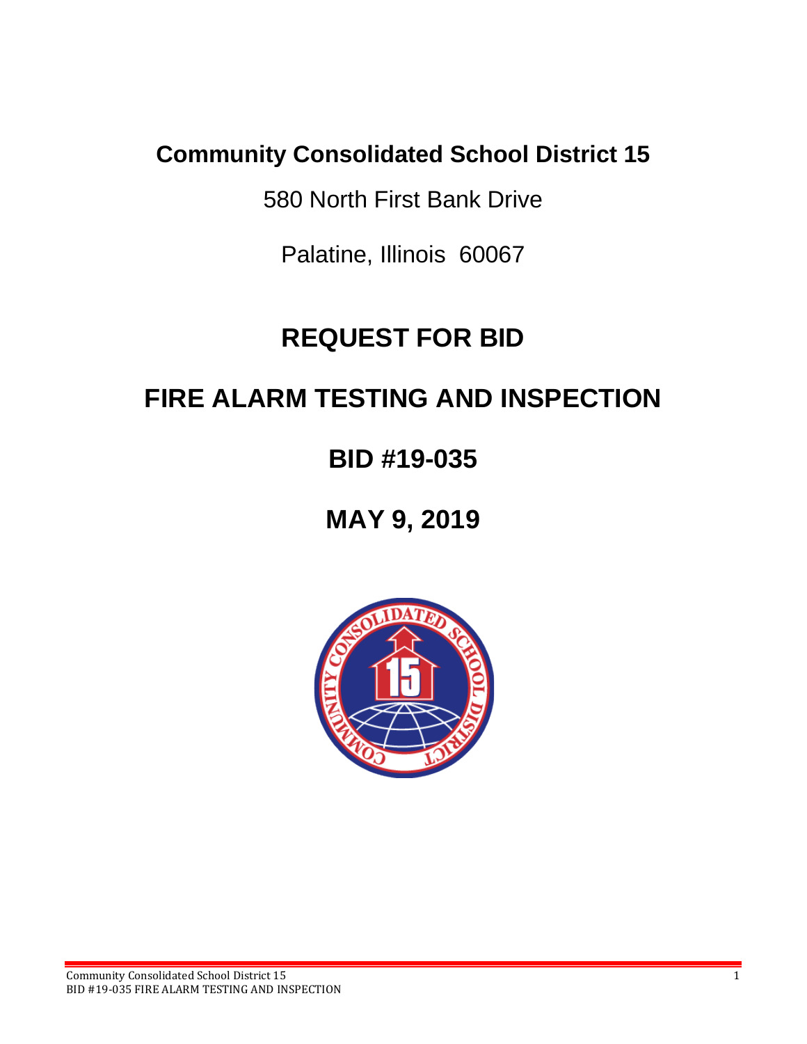# Community Consolidated School District 15

580 North First Bank Drive

Palatine, Illinois 60067

# REQUEST FOR BID

# FIRE ALARM TESTING AND INSPECTION

## BID #19-035

## MAY 9, 2019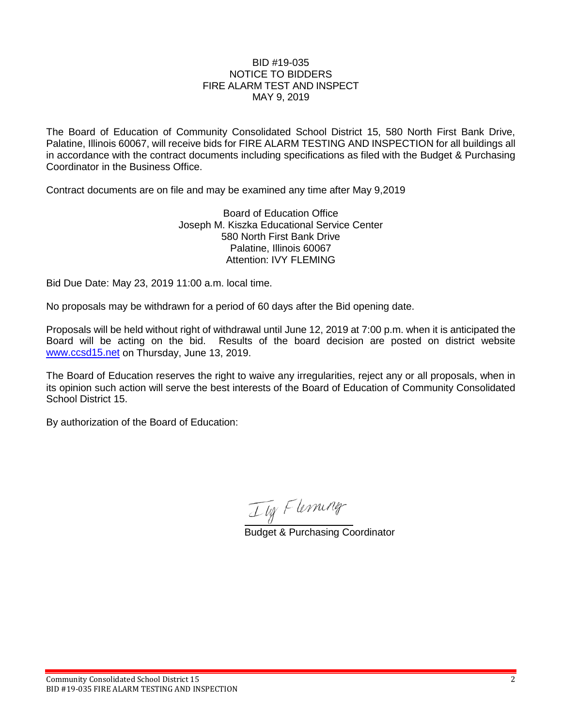BID #19-035
NOTICE TO BIDDERS
FIRE ALARM TEST AND INSPECT
MAY 9, 2019

The Board of Education of Community Consolidated School District 15, 580 North First Bank Drive, Palatine, Illinois 60067, will receive bids for FIRE ALARM TESTING AND INSPECTION for all buildings all in accordance with the contract documents including specifications as filed with the Budget & Purchasing Coordinator in the Business Office.

Contract documents are on file and may be examined any time after May 9,2019

Board of Education Office
Joseph M. Kiszka Educational Service Center
580 North First Bank Drive
Palatine, Illinois 60067
Attention: IVY FLEMING

Bid Due Date: May 23, 2019 11:00 a.m. local time.

No proposals may be withdrawn for a period of 60 days after the Bid opening date.

Proposals will be held without right of withdrawal until June 12, 2019 at 7:00 p.m. when it is anticipated the Board will be acting on the bid. Results of the board decision are posted on district website www.ccsd15.net on Thursday, June 13, 2019.

The Board of Education reserves the right to waive any irregularities, reject any or all proposals, when in its opinion such action will serve the best interests of the Board of Education of Community Consolidated School District 15.

By authorization of the Board of Education:

Ivy Fleming
Budget & Purchasing Coordinator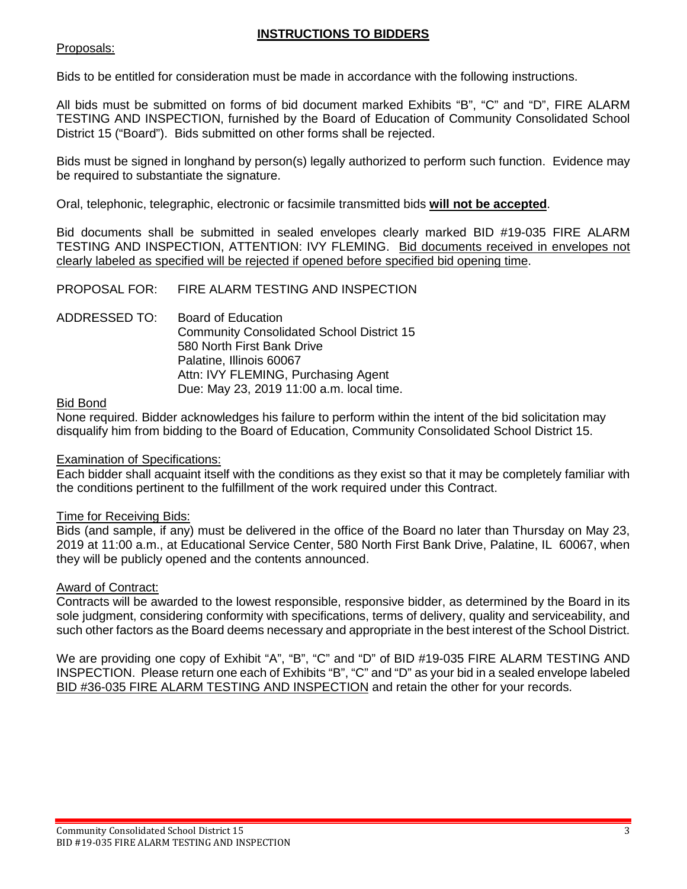## INSTRUCTIONS TO BIDDERS

Proposals:

Bids to be entitled for consideration must be made in accordance with the following instructions.

All bids must be submitted on forms of bid document marked Exhibits "B", "C" and "D", FIRE ALARM TESTING AND INSPECTION, furnished by the Board of Education of Community Consolidated School District 15 ("Board"). Bids submitted on other forms shall be rejected.

Bids must be signed in longhand by person(s) legally authorized to perform such function. Evidence may be required to substantiate the signature.

Oral, telephonic, telegraphic, electronic or facsimile transmitted bids **will not be accepted**.

Bid documents shall be submitted in sealed envelopes clearly marked BID #19-035 FIRE ALARM TESTING AND INSPECTION, ATTENTION: IVY FLEMING. Bid documents received in envelopes not clearly labeled as specified will be rejected if opened before specified bid opening time.

PROPOSAL FOR: FIRE ALARM TESTING AND INSPECTION

ADDRESSED TO: Board of Education
Community Consolidated School District 15
580 North First Bank Drive
Palatine, Illinois 60067
Attn: IVY FLEMING, Purchasing Agent
Due: May 23, 2019 11:00 a.m. local time.

Bid Bond

None required. Bidder acknowledges his failure to perform within the intent of the bid solicitation may disqualify him from bidding to the Board of Education, Community Consolidated School District 15.

Examination of Specifications:

Each bidder shall acquaint itself with the conditions as they exist so that it may be completely familiar with the conditions pertinent to the fulfillment of the work required under this Contract.

Time for Receiving Bids:

Bids (and sample, if any) must be delivered in the office of the Board no later than Thursday on May 23, 2019 at 11:00 a.m., at Educational Service Center, 580 North First Bank Drive, Palatine, IL 60067, when they will be publicly opened and the contents announced.

Award of Contract:

Contracts will be awarded to the lowest responsible, responsive bidder, as determined by the Board in its sole judgment, considering conformity with specifications, terms of delivery, quality and serviceability, and such other factors as the Board deems necessary and appropriate in the best interest of the School District.

We are providing one copy of Exhibit "A", "B", "C" and "D" of BID #19-035 FIRE ALARM TESTING AND INSPECTION. Please return one each of Exhibits "B", "C" and "D" as your bid in a sealed envelope labeled BID #36-035 FIRE ALARM TESTING AND INSPECTION and retain the other for your records.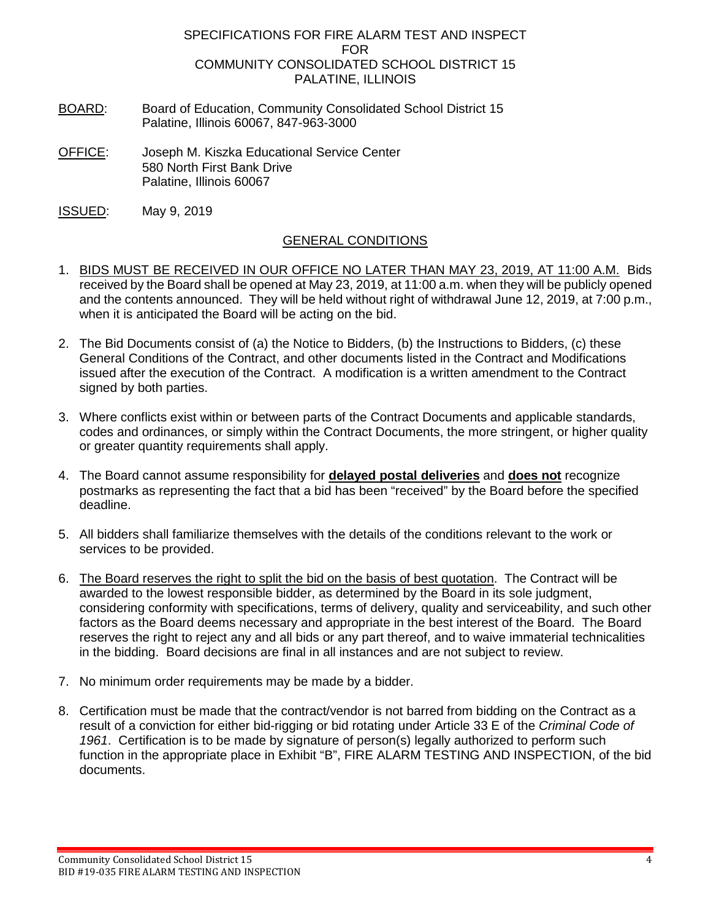SPECIFICATIONS FOR FIRE ALARM TEST AND INSPECT
FOR
COMMUNITY CONSOLIDATED SCHOOL DISTRICT 15
PALATINE, ILLINOIS

BOARD: Board of Education, Community Consolidated School District 15
Palatine, Illinois 60067, 847-963-3000

OFFICE: Joseph M. Kiszka Educational Service Center
580 North First Bank Drive
Palatine, Illinois 60067

ISSUED: May 9, 2019

## GENERAL CONDITIONS

1. BIDS MUST BE RECEIVED IN OUR OFFICE NO LATER THAN MAY 23, 2019, AT 11:00 A.M. Bids received by the Board shall be opened at May 23, 2019, at 11:00 a.m. when they will be publicly opened and the contents announced. They will be held without right of withdrawal June 12, 2019, at 7:00 p.m., when it is anticipated the Board will be acting on the bid.

2. The Bid Documents consist of (a) the Notice to Bidders, (b) the Instructions to Bidders, (c) these General Conditions of the Contract, and other documents listed in the Contract and Modifications issued after the execution of the Contract. A modification is a written amendment to the Contract signed by both parties.

3. Where conflicts exist within or between parts of the Contract Documents and applicable standards, codes and ordinances, or simply within the Contract Documents, the more stringent, or higher quality or greater quantity requirements shall apply.

4. The Board cannot assume responsibility for **delayed postal deliveries** and **does not** recognize postmarks as representing the fact that a bid has been "received" by the Board before the specified deadline.

5. All bidders shall familiarize themselves with the details of the conditions relevant to the work or services to be provided.

6. The Board reserves the right to split the bid on the basis of best quotation. The Contract will be awarded to the lowest responsible bidder, as determined by the Board in its sole judgment, considering conformity with specifications, terms of delivery, quality and serviceability, and such other factors as the Board deems necessary and appropriate in the best interest of the Board. The Board reserves the right to reject any and all bids or any part thereof, and to waive immaterial technicalities in the bidding. Board decisions are final in all instances and are not subject to review.

7. No minimum order requirements may be made by a bidder.

8. Certification must be made that the contract/vendor is not barred from bidding on the Contract as a result of a conviction for either bid-rigging or bid rotating under Article 33 E of the *Criminal Code of 1961*. Certification is to be made by signature of person(s) legally authorized to perform such function in the appropriate place in Exhibit "B", FIRE ALARM TESTING AND INSPECTION, of the bid documents.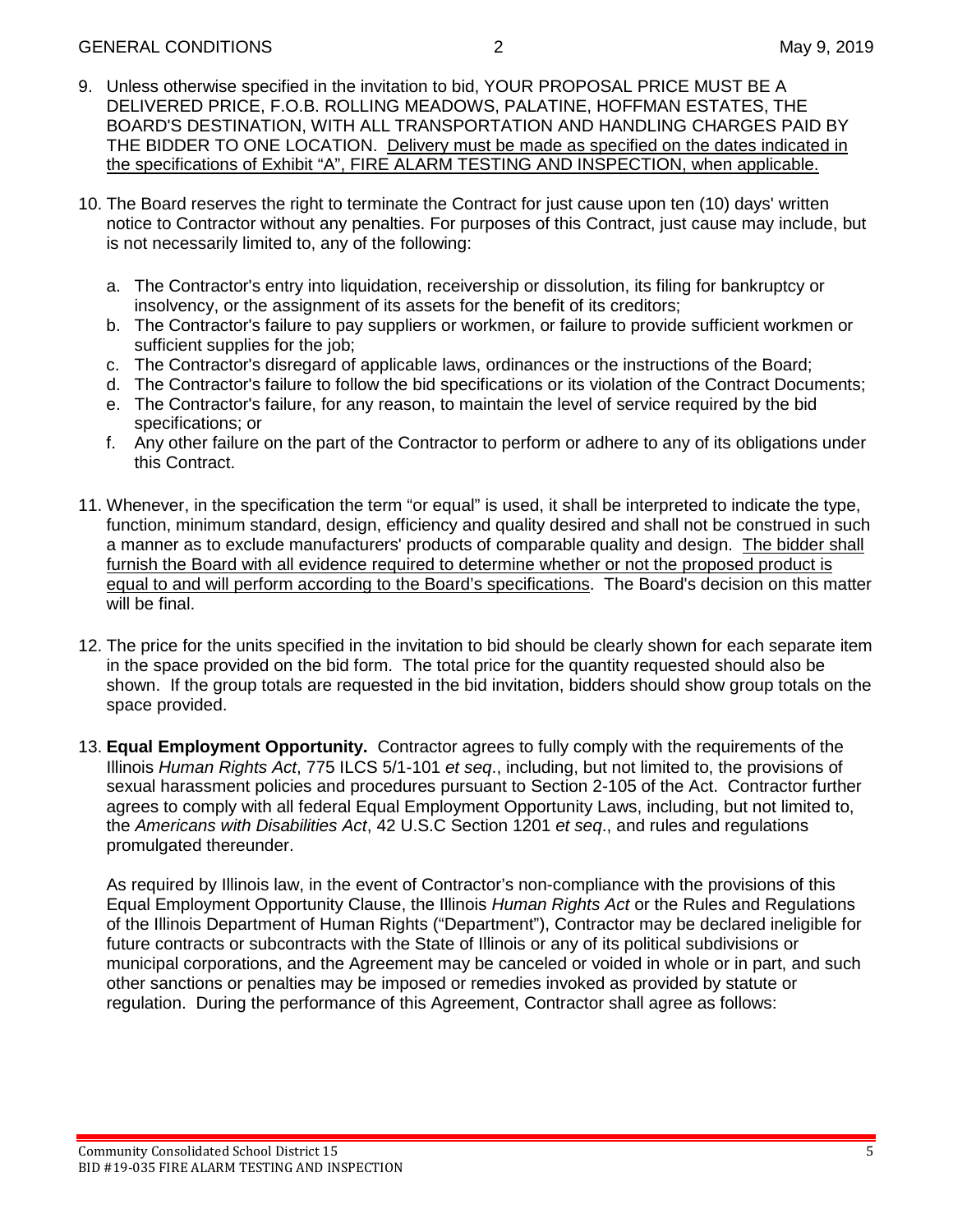9. Unless otherwise specified in the invitation to bid, YOUR PROPOSAL PRICE MUST BE A DELIVERED PRICE, F.O.B. ROLLING MEADOWS, PALATINE, HOFFMAN ESTATES, THE BOARD'S DESTINATION, WITH ALL TRANSPORTATION AND HANDLING CHARGES PAID BY THE BIDDER TO ONE LOCATION. <u>Delivery must be made as specified on the dates indicated in the specifications of Exhibit "A", FIRE ALARM TESTING AND INSPECTION, when applicable.</u>

10. The Board reserves the right to terminate the Contract for just cause upon ten (10) days' written notice to Contractor without any penalties. For purposes of this Contract, just cause may include, but is not necessarily limited to, any of the following:

    a. The Contractor's entry into liquidation, receivership or dissolution, its filing for bankruptcy or insolvency, or the assignment of its assets for the benefit of its creditors;
    b. The Contractor's failure to pay suppliers or workmen, or failure to provide sufficient workmen or sufficient supplies for the job;
    c. The Contractor's disregard of applicable laws, ordinances or the instructions of the Board;
    d. The Contractor's failure to follow the bid specifications or its violation of the Contract Documents;
    e. The Contractor's failure, for any reason, to maintain the level of service required by the bid specifications; or
    f. Any other failure on the part of the Contractor to perform or adhere to any of its obligations under this Contract.

11. Whenever, in the specification the term "or equal" is used, it shall be interpreted to indicate the type, function, minimum standard, design, efficiency and quality desired and shall not be construed in such a manner as to exclude manufacturers' products of comparable quality and design. <u>The bidder shall furnish the Board with all evidence required to determine whether or not the proposed product is equal to and will perform according to the Board's specifications</u>. The Board's decision on this matter will be final.

12. The price for the units specified in the invitation to bid should be clearly shown for each separate item in the space provided on the bid form. The total price for the quantity requested should also be shown. If the group totals are requested in the bid invitation, bidders should show group totals on the space provided.

13. **Equal Employment Opportunity.** Contractor agrees to fully comply with the requirements of the Illinois *Human Rights Act*, 775 ILCS 5/1-101 *et seq*., including, but not limited to, the provisions of sexual harassment policies and procedures pursuant to Section 2-105 of the Act. Contractor further agrees to comply with all federal Equal Employment Opportunity Laws, including, but not limited to, the *Americans with Disabilities Act*, 42 U.S.C Section 1201 *et seq*., and rules and regulations promulgated thereunder.

    As required by Illinois law, in the event of Contractor's non-compliance with the provisions of this Equal Employment Opportunity Clause, the Illinois *Human Rights Act* or the Rules and Regulations of the Illinois Department of Human Rights ("Department"), Contractor may be declared ineligible for future contracts or subcontracts with the State of Illinois or any of its political subdivisions or municipal corporations, and the Agreement may be canceled or voided in whole or in part, and such other sanctions or penalties may be imposed or remedies invoked as provided by statute or regulation. During the performance of this Agreement, Contractor shall agree as follows: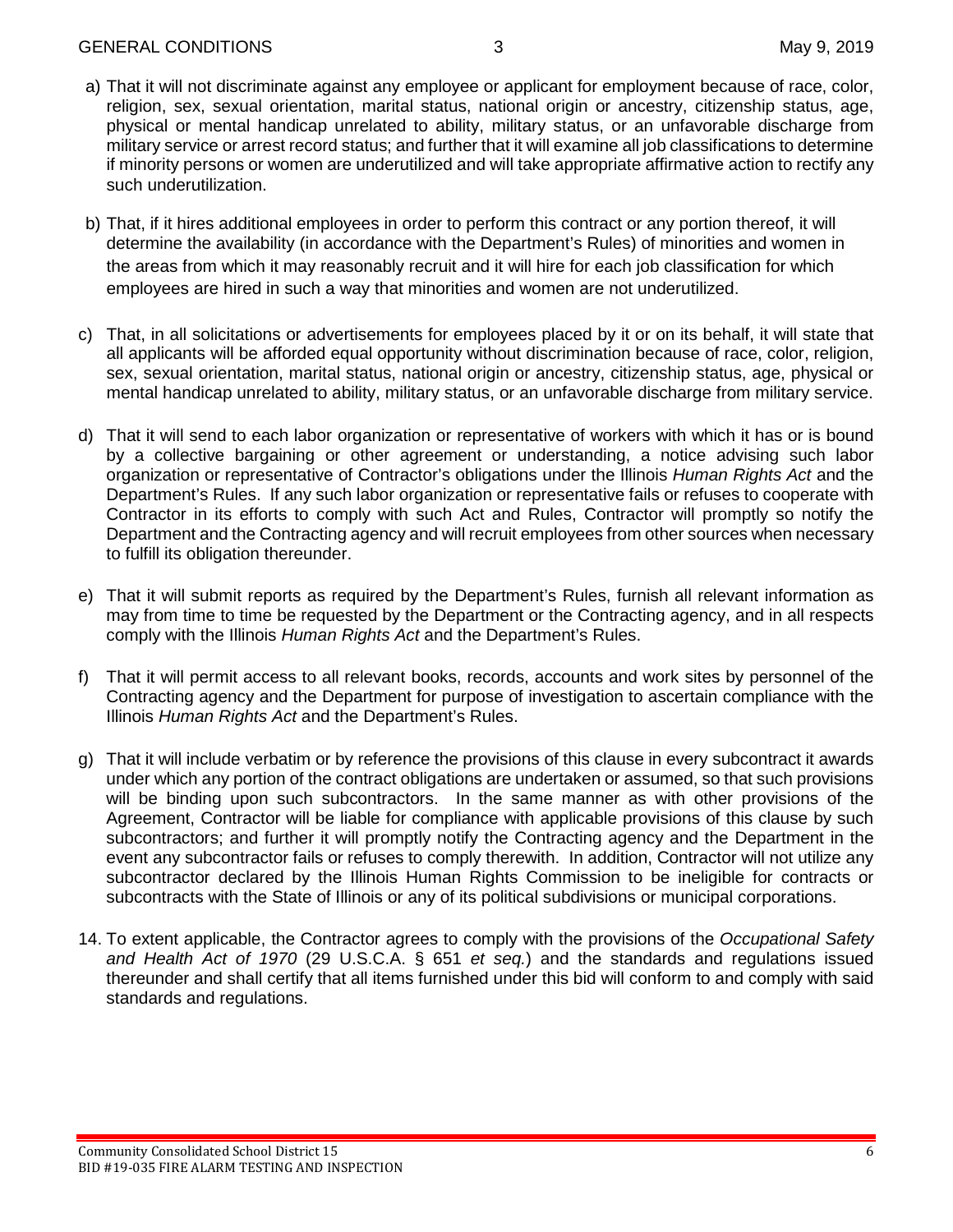a) That it will not discriminate against any employee or applicant for employment because of race, color, religion, sex, sexual orientation, marital status, national origin or ancestry, citizenship status, age, physical or mental handicap unrelated to ability, military status, or an unfavorable discharge from military service or arrest record status; and further that it will examine all job classifications to determine if minority persons or women are underutilized and will take appropriate affirmative action to rectify any such underutilization.

b) That, if it hires additional employees in order to perform this contract or any portion thereof, it will determine the availability (in accordance with the Department's Rules) of minorities and women in the areas from which it may reasonably recruit and it will hire for each job classification for which employees are hired in such a way that minorities and women are not underutilized.

c) That, in all solicitations or advertisements for employees placed by it or on its behalf, it will state that all applicants will be afforded equal opportunity without discrimination because of race, color, religion, sex, sexual orientation, marital status, national origin or ancestry, citizenship status, age, physical or mental handicap unrelated to ability, military status, or an unfavorable discharge from military service.

d) That it will send to each labor organization or representative of workers with which it has or is bound by a collective bargaining or other agreement or understanding, a notice advising such labor organization or representative of Contractor's obligations under the Illinois *Human Rights Act* and the Department's Rules. If any such labor organization or representative fails or refuses to cooperate with Contractor in its efforts to comply with such Act and Rules, Contractor will promptly so notify the Department and the Contracting agency and will recruit employees from other sources when necessary to fulfill its obligation thereunder.

e) That it will submit reports as required by the Department's Rules, furnish all relevant information as may from time to time be requested by the Department or the Contracting agency, and in all respects comply with the Illinois *Human Rights Act* and the Department's Rules.

f) That it will permit access to all relevant books, records, accounts and work sites by personnel of the Contracting agency and the Department for purpose of investigation to ascertain compliance with the Illinois *Human Rights Act* and the Department's Rules.

g) That it will include verbatim or by reference the provisions of this clause in every subcontract it awards under which any portion of the contract obligations are undertaken or assumed, so that such provisions will be binding upon such subcontractors. In the same manner as with other provisions of the Agreement, Contractor will be liable for compliance with applicable provisions of this clause by such subcontractors; and further it will promptly notify the Contracting agency and the Department in the event any subcontractor fails or refuses to comply therewith. In addition, Contractor will not utilize any subcontractor declared by the Illinois Human Rights Commission to be ineligible for contracts or subcontracts with the State of Illinois or any of its political subdivisions or municipal corporations.

14. To extent applicable, the Contractor agrees to comply with the provisions of the *Occupational Safety and Health Act of 1970* (29 U.S.C.A. § 651 *et seq.*) and the standards and regulations issued thereunder and shall certify that all items furnished under this bid will conform to and comply with said standards and regulations.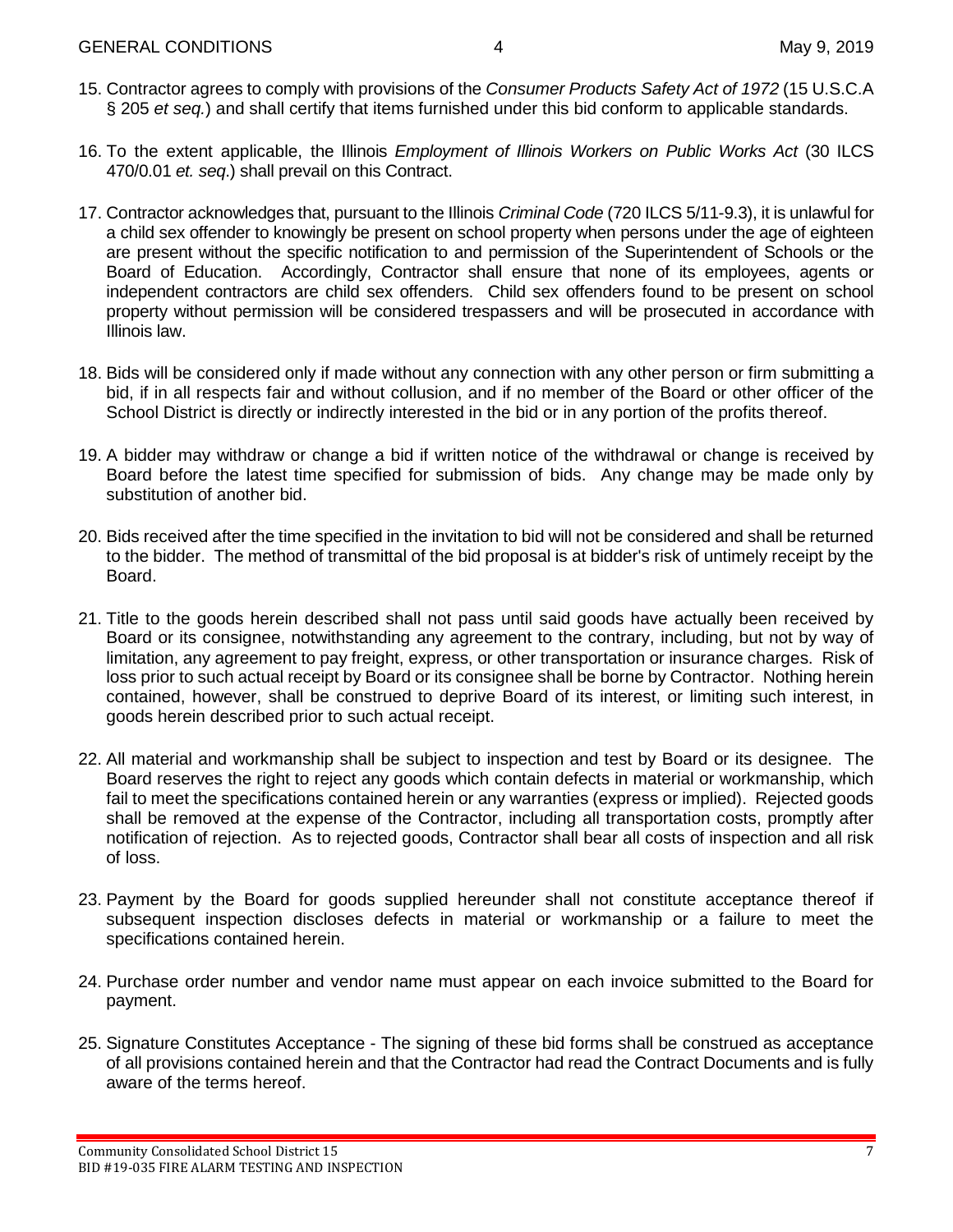15. Contractor agrees to comply with provisions of the *Consumer Products Safety Act of 1972* (15 U.S.C.A § 205 *et seq.*) and shall certify that items furnished under this bid conform to applicable standards.

16. To the extent applicable, the Illinois *Employment of Illinois Workers on Public Works Act* (30 ILCS 470/0.01 *et. seq*.) shall prevail on this Contract.

17. Contractor acknowledges that, pursuant to the Illinois *Criminal Code* (720 ILCS 5/11-9.3), it is unlawful for a child sex offender to knowingly be present on school property when persons under the age of eighteen are present without the specific notification to and permission of the Superintendent of Schools or the Board of Education. Accordingly, Contractor shall ensure that none of its employees, agents or independent contractors are child sex offenders. Child sex offenders found to be present on school property without permission will be considered trespassers and will be prosecuted in accordance with Illinois law.

18. Bids will be considered only if made without any connection with any other person or firm submitting a bid, if in all respects fair and without collusion, and if no member of the Board or other officer of the School District is directly or indirectly interested in the bid or in any portion of the profits thereof.

19. A bidder may withdraw or change a bid if written notice of the withdrawal or change is received by Board before the latest time specified for submission of bids. Any change may be made only by substitution of another bid.

20. Bids received after the time specified in the invitation to bid will not be considered and shall be returned to the bidder. The method of transmittal of the bid proposal is at bidder's risk of untimely receipt by the Board.

21. Title to the goods herein described shall not pass until said goods have actually been received by Board or its consignee, notwithstanding any agreement to the contrary, including, but not by way of limitation, any agreement to pay freight, express, or other transportation or insurance charges. Risk of loss prior to such actual receipt by Board or its consignee shall be borne by Contractor. Nothing herein contained, however, shall be construed to deprive Board of its interest, or limiting such interest, in goods herein described prior to such actual receipt.

22. All material and workmanship shall be subject to inspection and test by Board or its designee. The Board reserves the right to reject any goods which contain defects in material or workmanship, which fail to meet the specifications contained herein or any warranties (express or implied). Rejected goods shall be removed at the expense of the Contractor, including all transportation costs, promptly after notification of rejection. As to rejected goods, Contractor shall bear all costs of inspection and all risk of loss.

23. Payment by the Board for goods supplied hereunder shall not constitute acceptance thereof if subsequent inspection discloses defects in material or workmanship or a failure to meet the specifications contained herein.

24. Purchase order number and vendor name must appear on each invoice submitted to the Board for payment.

25. Signature Constitutes Acceptance - The signing of these bid forms shall be construed as acceptance of all provisions contained herein and that the Contractor had read the Contract Documents and is fully aware of the terms hereof.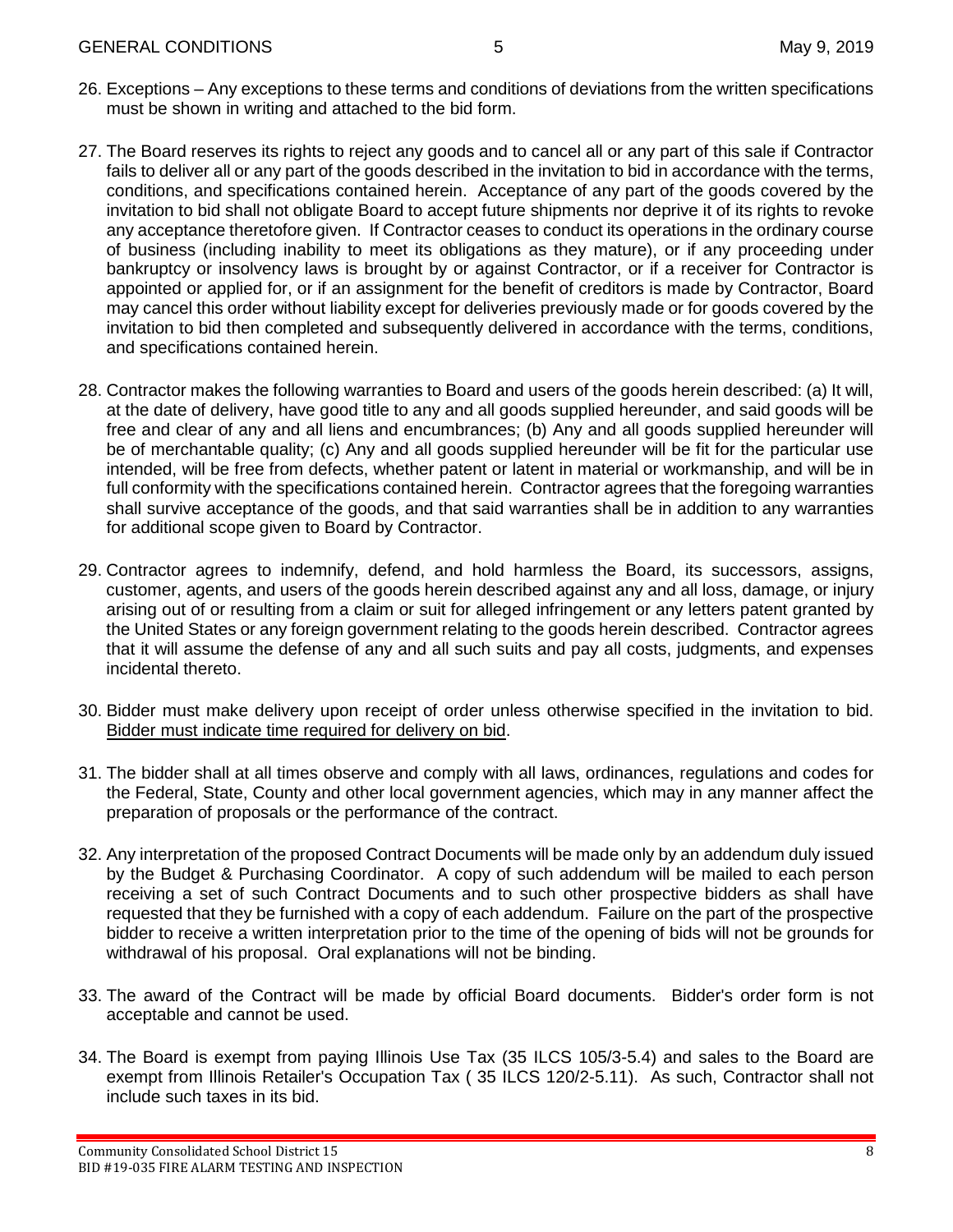26. Exceptions – Any exceptions to these terms and conditions of deviations from the written specifications must be shown in writing and attached to the bid form.

27. The Board reserves its rights to reject any goods and to cancel all or any part of this sale if Contractor fails to deliver all or any part of the goods described in the invitation to bid in accordance with the terms, conditions, and specifications contained herein. Acceptance of any part of the goods covered by the invitation to bid shall not obligate Board to accept future shipments nor deprive it of its rights to revoke any acceptance theretofore given. If Contractor ceases to conduct its operations in the ordinary course of business (including inability to meet its obligations as they mature), or if any proceeding under bankruptcy or insolvency laws is brought by or against Contractor, or if a receiver for Contractor is appointed or applied for, or if an assignment for the benefit of creditors is made by Contractor, Board may cancel this order without liability except for deliveries previously made or for goods covered by the invitation to bid then completed and subsequently delivered in accordance with the terms, conditions, and specifications contained herein.

28. Contractor makes the following warranties to Board and users of the goods herein described: (a) It will, at the date of delivery, have good title to any and all goods supplied hereunder, and said goods will be free and clear of any and all liens and encumbrances; (b) Any and all goods supplied hereunder will be of merchantable quality; (c) Any and all goods supplied hereunder will be fit for the particular use intended, will be free from defects, whether patent or latent in material or workmanship, and will be in full conformity with the specifications contained herein. Contractor agrees that the foregoing warranties shall survive acceptance of the goods, and that said warranties shall be in addition to any warranties for additional scope given to Board by Contractor.

29. Contractor agrees to indemnify, defend, and hold harmless the Board, its successors, assigns, customer, agents, and users of the goods herein described against any and all loss, damage, or injury arising out of or resulting from a claim or suit for alleged infringement or any letters patent granted by the United States or any foreign government relating to the goods herein described. Contractor agrees that it will assume the defense of any and all such suits and pay all costs, judgments, and expenses incidental thereto.

30. Bidder must make delivery upon receipt of order unless otherwise specified in the invitation to bid. Bidder must indicate time required for delivery on bid.

31. The bidder shall at all times observe and comply with all laws, ordinances, regulations and codes for the Federal, State, County and other local government agencies, which may in any manner affect the preparation of proposals or the performance of the contract.

32. Any interpretation of the proposed Contract Documents will be made only by an addendum duly issued by the Budget & Purchasing Coordinator. A copy of such addendum will be mailed to each person receiving a set of such Contract Documents and to such other prospective bidders as shall have requested that they be furnished with a copy of each addendum. Failure on the part of the prospective bidder to receive a written interpretation prior to the time of the opening of bids will not be grounds for withdrawal of his proposal. Oral explanations will not be binding.

33. The award of the Contract will be made by official Board documents. Bidder's order form is not acceptable and cannot be used.

34. The Board is exempt from paying Illinois Use Tax (35 ILCS 105/3-5.4) and sales to the Board are exempt from Illinois Retailer's Occupation Tax ( 35 ILCS 120/2-5.11). As such, Contractor shall not include such taxes in its bid.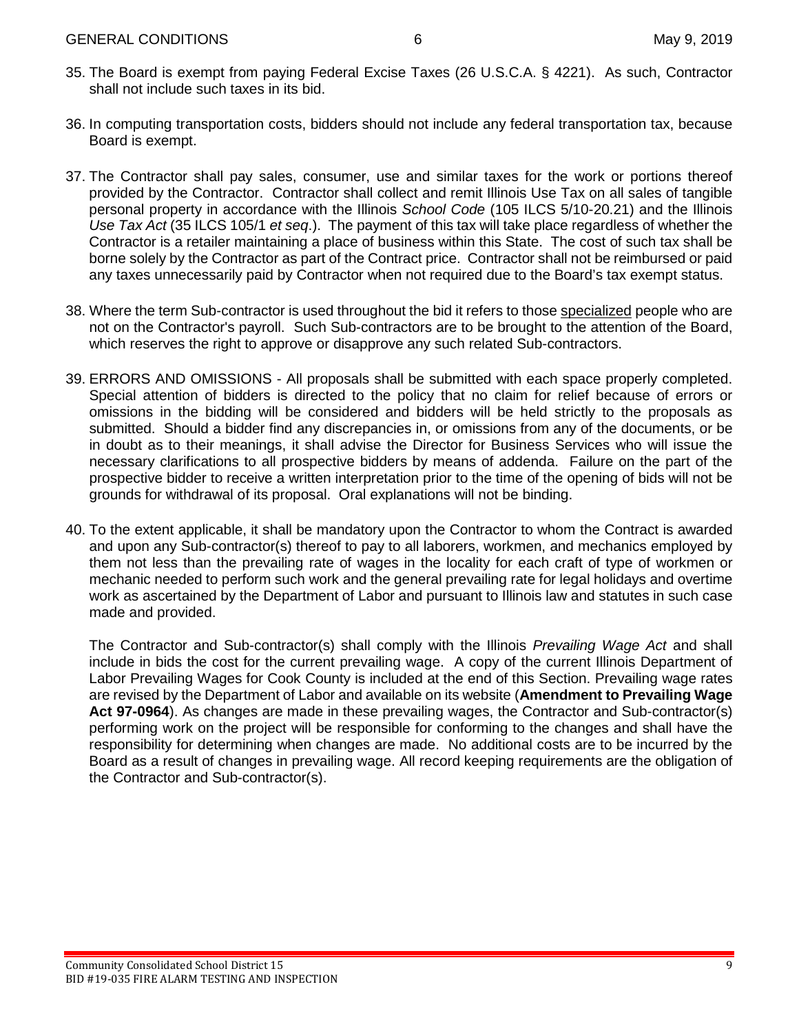35. The Board is exempt from paying Federal Excise Taxes (26 U.S.C.A. § 4221). As such, Contractor shall not include such taxes in its bid.

36. In computing transportation costs, bidders should not include any federal transportation tax, because Board is exempt.

37. The Contractor shall pay sales, consumer, use and similar taxes for the work or portions thereof provided by the Contractor. Contractor shall collect and remit Illinois Use Tax on all sales of tangible personal property in accordance with the Illinois *School Code* (105 ILCS 5/10-20.21) and the Illinois *Use Tax Act* (35 ILCS 105/1 *et seq*.). The payment of this tax will take place regardless of whether the Contractor is a retailer maintaining a place of business within this State. The cost of such tax shall be borne solely by the Contractor as part of the Contract price. Contractor shall not be reimbursed or paid any taxes unnecessarily paid by Contractor when not required due to the Board's tax exempt status.

38. Where the term Sub-contractor is used throughout the bid it refers to those <u>specialized</u> people who are not on the Contractor's payroll. Such Sub-contractors are to be brought to the attention of the Board, which reserves the right to approve or disapprove any such related Sub-contractors.

39. ERRORS AND OMISSIONS - All proposals shall be submitted with each space properly completed. Special attention of bidders is directed to the policy that no claim for relief because of errors or omissions in the bidding will be considered and bidders will be held strictly to the proposals as submitted. Should a bidder find any discrepancies in, or omissions from any of the documents, or be in doubt as to their meanings, it shall advise the Director for Business Services who will issue the necessary clarifications to all prospective bidders by means of addenda. Failure on the part of the prospective bidder to receive a written interpretation prior to the time of the opening of bids will not be grounds for withdrawal of its proposal. Oral explanations will not be binding.

40. To the extent applicable, it shall be mandatory upon the Contractor to whom the Contract is awarded and upon any Sub-contractor(s) thereof to pay to all laborers, workmen, and mechanics employed by them not less than the prevailing rate of wages in the locality for each craft of type of workmen or mechanic needed to perform such work and the general prevailing rate for legal holidays and overtime work as ascertained by the Department of Labor and pursuant to Illinois law and statutes in such case made and provided.

    The Contractor and Sub-contractor(s) shall comply with the Illinois *Prevailing Wage Act* and shall include in bids the cost for the current prevailing wage. A copy of the current Illinois Department of Labor Prevailing Wages for Cook County is included at the end of this Section. Prevailing wage rates are revised by the Department of Labor and available on its website (**Amendment to Prevailing Wage Act 97-0964**). As changes are made in these prevailing wages, the Contractor and Sub-contractor(s) performing work on the project will be responsible for conforming to the changes and shall have the responsibility for determining when changes are made. No additional costs are to be incurred by the Board as a result of changes in prevailing wage. All record keeping requirements are the obligation of the Contractor and Sub-contractor(s).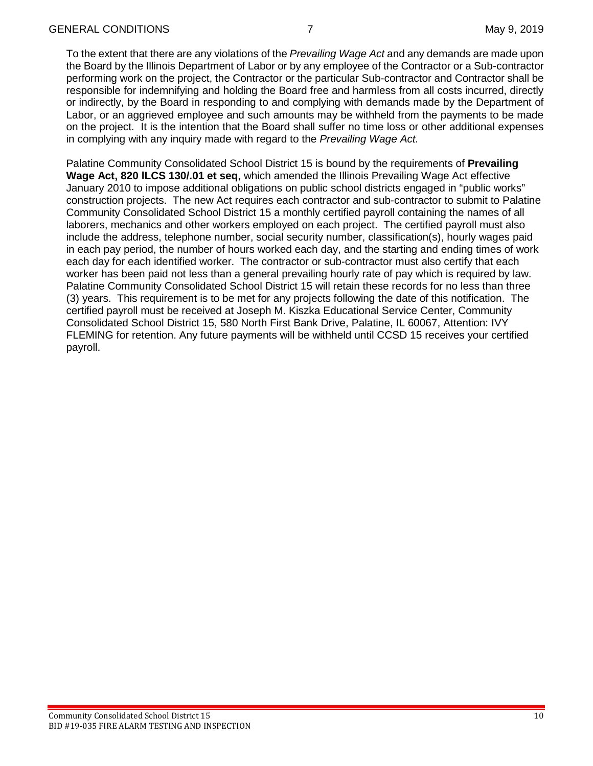To the extent that there are any violations of the *Prevailing Wage Act* and any demands are made upon the Board by the Illinois Department of Labor or by any employee of the Contractor or a Sub-contractor performing work on the project, the Contractor or the particular Sub-contractor and Contractor shall be responsible for indemnifying and holding the Board free and harmless from all costs incurred, directly or indirectly, by the Board in responding to and complying with demands made by the Department of Labor, or an aggrieved employee and such amounts may be withheld from the payments to be made on the project. It is the intention that the Board shall suffer no time loss or other additional expenses in complying with any inquiry made with regard to the *Prevailing Wage Act.*

Palatine Community Consolidated School District 15 is bound by the requirements of **Prevailing Wage Act, 820 ILCS 130/.01 et seq**, which amended the Illinois Prevailing Wage Act effective January 2010 to impose additional obligations on public school districts engaged in "public works" construction projects. The new Act requires each contractor and sub-contractor to submit to Palatine Community Consolidated School District 15 a monthly certified payroll containing the names of all laborers, mechanics and other workers employed on each project. The certified payroll must also include the address, telephone number, social security number, classification(s), hourly wages paid in each pay period, the number of hours worked each day, and the starting and ending times of work each day for each identified worker. The contractor or sub-contractor must also certify that each worker has been paid not less than a general prevailing hourly rate of pay which is required by law. Palatine Community Consolidated School District 15 will retain these records for no less than three (3) years. This requirement is to be met for any projects following the date of this notification. The certified payroll must be received at Joseph M. Kiszka Educational Service Center, Community Consolidated School District 15, 580 North First Bank Drive, Palatine, IL 60067, Attention: IVY FLEMING for retention. Any future payments will be withheld until CCSD 15 receives your certified payroll.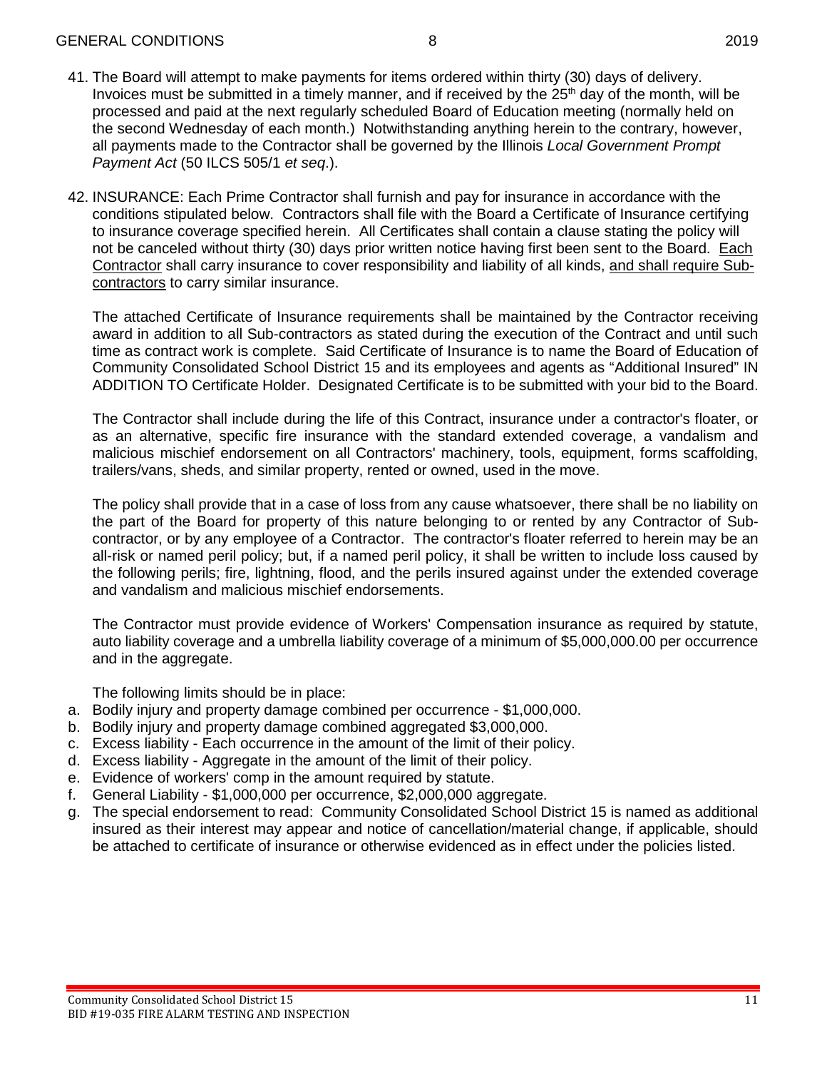41. The Board will attempt to make payments for items ordered within thirty (30) days of delivery. Invoices must be submitted in a timely manner, and if received by the 25th day of the month, will be processed and paid at the next regularly scheduled Board of Education meeting (normally held on the second Wednesday of each month.) Notwithstanding anything herein to the contrary, however, all payments made to the Contractor shall be governed by the Illinois *Local Government Prompt Payment Act* (50 ILCS 505/1 *et seq*.).

42. INSURANCE: Each Prime Contractor shall furnish and pay for insurance in accordance with the conditions stipulated below. Contractors shall file with the Board a Certificate of Insurance certifying to insurance coverage specified herein. All Certificates shall contain a clause stating the policy will not be canceled without thirty (30) days prior written notice having first been sent to the Board. <u>Each Contractor</u> shall carry insurance to cover responsibility and liability of all kinds, <u>and shall require Sub-contractors</u> to carry similar insurance.

    The attached Certificate of Insurance requirements shall be maintained by the Contractor receiving award in addition to all Sub-contractors as stated during the execution of the Contract and until such time as contract work is complete. Said Certificate of Insurance is to name the Board of Education of Community Consolidated School District 15 and its employees and agents as "Additional Insured" IN ADDITION TO Certificate Holder. Designated Certificate is to be submitted with your bid to the Board.

    The Contractor shall include during the life of this Contract, insurance under a contractor's floater, or as an alternative, specific fire insurance with the standard extended coverage, a vandalism and malicious mischief endorsement on all Contractors' machinery, tools, equipment, forms scaffolding, trailers/vans, sheds, and similar property, rented or owned, used in the move.

    The policy shall provide that in a case of loss from any cause whatsoever, there shall be no liability on the part of the Board for property of this nature belonging to or rented by any Contractor of Sub-contractor, or by any employee of a Contractor. The contractor's floater referred to herein may be an all-risk or named peril policy; but, if a named peril policy, it shall be written to include loss caused by the following perils; fire, lightning, flood, and the perils insured against under the extended coverage and vandalism and malicious mischief endorsements.

    The Contractor must provide evidence of Workers' Compensation insurance as required by statute, auto liability coverage and a umbrella liability coverage of a minimum of $5,000,000.00 per occurrence and in the aggregate.

    The following limits should be in place:

a. Bodily injury and property damage combined per occurrence - $1,000,000.
b. Bodily injury and property damage combined aggregated $3,000,000.
c. Excess liability - Each occurrence in the amount of the limit of their policy.
d. Excess liability - Aggregate in the amount of the limit of their policy.
e. Evidence of workers' comp in the amount required by statute.
f. General Liability - $1,000,000 per occurrence, $2,000,000 aggregate.
g. The special endorsement to read: Community Consolidated School District 15 is named as additional insured as their interest may appear and notice of cancellation/material change, if applicable, should be attached to certificate of insurance or otherwise evidenced as in effect under the policies listed.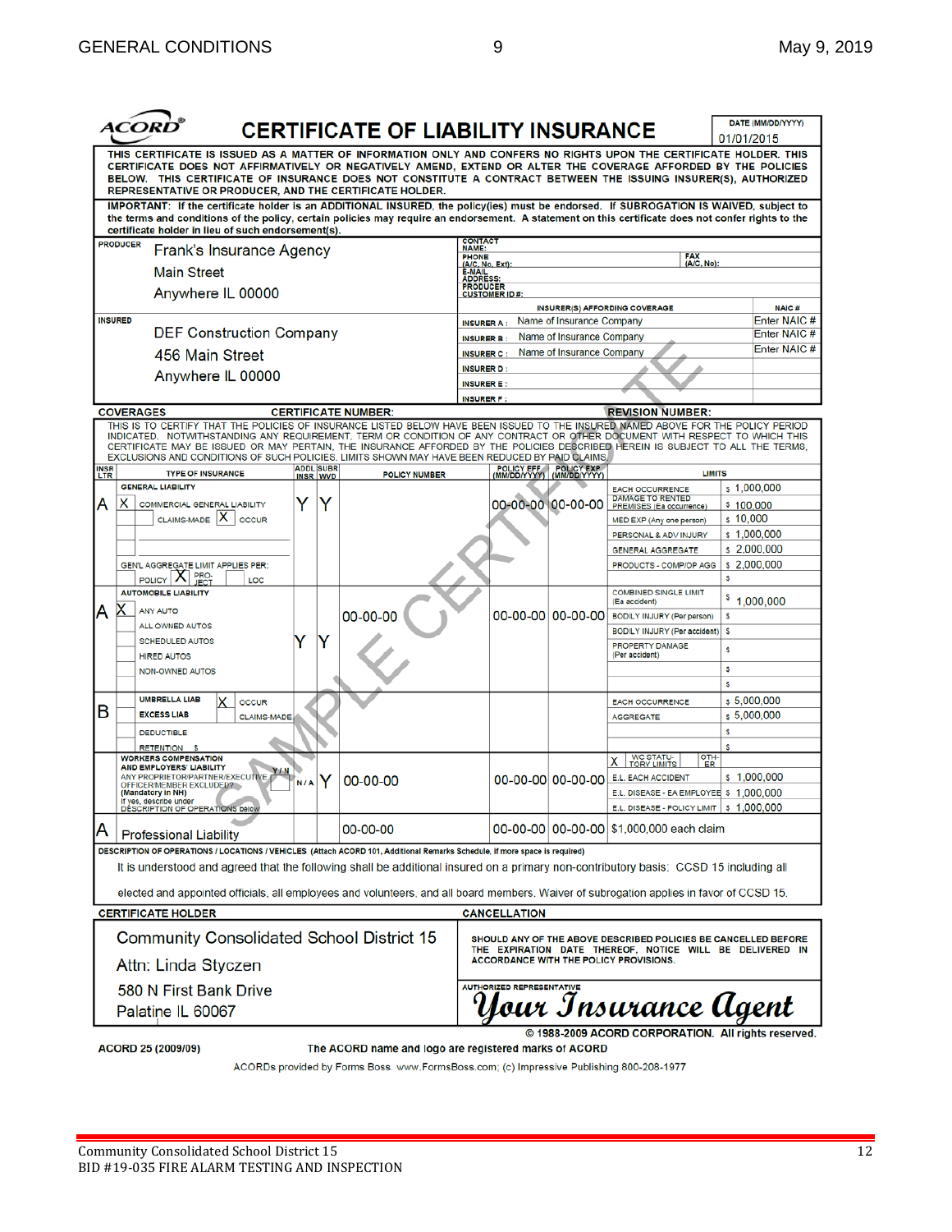# CERTIFICATE OF LIABILITY INSURANCE

ACORD®

DATE (MM/DD/YYYY): 01/01/2015

THIS CERTIFICATE IS ISSUED AS A MATTER OF INFORMATION ONLY AND CONFERS NO RIGHTS UPON THE CERTIFICATE HOLDER. THIS CERTIFICATE DOES NOT AFFIRMATIVELY OR NEGATIVELY AMEND, EXTEND OR ALTER THE COVERAGE AFFORDED BY THE POLICIES BELOW. THIS CERTIFICATE OF INSURANCE DOES NOT CONSTITUTE A CONTRACT BETWEEN THE ISSUING INSURER(S), AUTHORIZED REPRESENTATIVE OR PRODUCER, AND THE CERTIFICATE HOLDER.

IMPORTANT: If the certificate holder is an ADDITIONAL INSURED, the policy(ies) must be endorsed. If SUBROGATION IS WAIVED, subject to the terms and conditions of the policy, certain policies may require an endorsement. A statement on this certificate does not confer rights to the certificate holder in lieu of such endorsement(s).

**PRODUCER**
Frank's Insurance Agency
Main Street
Anywhere IL 00000

CONTACT NAME:
PHONE (A/C, No, Ext):
FAX (A/C, No):
E-MAIL ADDRESS:
PRODUCER CUSTOMER ID #:

**INSURED**
DEF Construction Company
456 Main Street
Anywhere IL 00000

| INSURER(S) AFFORDING COVERAGE | | NAIC # |
|---|---|---|
| INSURER A : | Name of Insurance Company | Enter NAIC # |
| INSURER B : | Name of Insurance Company | Enter NAIC # |
| INSURER C : | Name of Insurance Company | Enter NAIC # |
| INSURER D : | | |
| INSURER E : | | |
| INSURER F : | | |

**COVERAGES** CERTIFICATE NUMBER: REVISION NUMBER:

THIS IS TO CERTIFY THAT THE POLICIES OF INSURANCE LISTED BELOW HAVE BEEN ISSUED TO THE INSURED NAMED ABOVE FOR THE POLICY PERIOD INDICATED. NOTWITHSTANDING ANY REQUIREMENT, TERM OR CONDITION OF ANY CONTRACT OR OTHER DOCUMENT WITH RESPECT TO WHICH THIS CERTIFICATE MAY BE ISSUED OR MAY PERTAIN, THE INSURANCE AFFORDED BY THE POLICIES DESCRIBED HEREIN IS SUBJECT TO ALL THE TERMS, EXCLUSIONS AND CONDITIONS OF SUCH POLICIES. LIMITS SHOWN MAY HAVE BEEN REDUCED BY PAID CLAIMS.

| INSR LTR | TYPE OF INSURANCE | ADDL INSR | SUBR WVD | POLICY NUMBER | POLICY EFF (MM/DD/YYYY) | POLICY EXP (MM/DD/YYYY) | LIMITS | |
|---|---|---|---|---|---|---|---|---|
| A | GENERAL LIABILITY: X COMMERCIAL GENERAL LIABILITY; CLAIMS-MADE [X] OCCUR; GEN'L AGGREGATE LIMIT APPLIES PER: [X] POLICY [ ] PROJECT [ ] LOC | Y | Y | | 00-00-00 | 00-00-00 | EACH OCCURRENCE | $ 1,000,000 |
| | | | | | | | DAMAGE TO RENTED PREMISES (Ea occurrence) | $ 100,000 |
| | | | | | | | MED EXP (Any one person) | $ 10,000 |
| | | | | | | | PERSONAL & ADV INJURY | $ 1,000,000 |
| | | | | | | | GENERAL AGGREGATE | $ 2,000,000 |
| | | | | | | | PRODUCTS - COMP/OP AGG | $ 2,000,000 |
| A | AUTOMOBILE LIABILITY: X ANY AUTO; ALL OWNED AUTOS; SCHEDULED AUTOS; HIRED AUTOS; NON-OWNED AUTOS | Y | Y | 00-00-00 | 00-00-00 | 00-00-00 | COMBINED SINGLE LIMIT (Ea accident) | $ 1,000,000 |
| | | | | | | | BODILY INJURY (Per person) | $ |
| | | | | | | | BODILY INJURY (Per accident) | $ |
| | | | | | | | PROPERTY DAMAGE (Per accident) | $ |
| B | UMBRELLA LIAB [X] OCCUR; EXCESS LIAB [ ] CLAIMS-MADE; DEDUCTIBLE; RETENTION $ | | | | | | EACH OCCURRENCE | $ 5,000,000 |
| | | | | | | | AGGREGATE | $ 5,000,000 |
| | WORKERS COMPENSATION AND EMPLOYERS' LIABILITY; ANY PROPRIETOR/PARTNER/EXECUTIVE OFFICER/MEMBER EXCLUDED? (Mandatory in NH) Y/N; If yes, describe under DESCRIPTION OF OPERATIONS below | N/A | Y | 00-00-00 | 00-00-00 | 00-00-00 | X WC STATUTORY LIMITS / OTHER | |
| | | | | | | | E.L. EACH ACCIDENT | $ 1,000,000 |
| | | | | | | | E.L. DISEASE - EA EMPLOYEE | $ 1,000,000 |
| | | | | | | | E.L. DISEASE - POLICY LIMIT | $ 1,000,000 |
| A | Professional Liability | | | 00-00-00 | 00-00-00 | 00-00-00 | $1,000,000 each claim | |

**DESCRIPTION OF OPERATIONS / LOCATIONS / VEHICLES** (Attach ACORD 101, Additional Remarks Schedule, if more space is required)

It is understood and agreed that the following shall be additional insured on a primary non-contributory basis: CCSD 15 including all elected and appointed officials, all employees and volunteers, and all board members. Waiver of subrogation applies in favor of CCSD 15.

**CERTIFICATE HOLDER**
Community Consolidated School District 15
Attn: Linda Styczen
580 N First Bank Drive
Palatine IL 60067

**CANCELLATION**
SHOULD ANY OF THE ABOVE DESCRIBED POLICIES BE CANCELLED BEFORE THE EXPIRATION DATE THEREOF, NOTICE WILL BE DELIVERED IN ACCORDANCE WITH THE POLICY PROVISIONS.

AUTHORIZED REPRESENTATIVE
*Your Insurance Agent*

© 1988-2009 ACORD CORPORATION. All rights reserved.

ACORD 25 (2009/09) The ACORD name and logo are registered marks of ACORD

ACORDs provided by Forms Boss. www.FormsBoss.com; (c) Impressive Publishing 800-208-1977

SAMPLE CERTIFICATE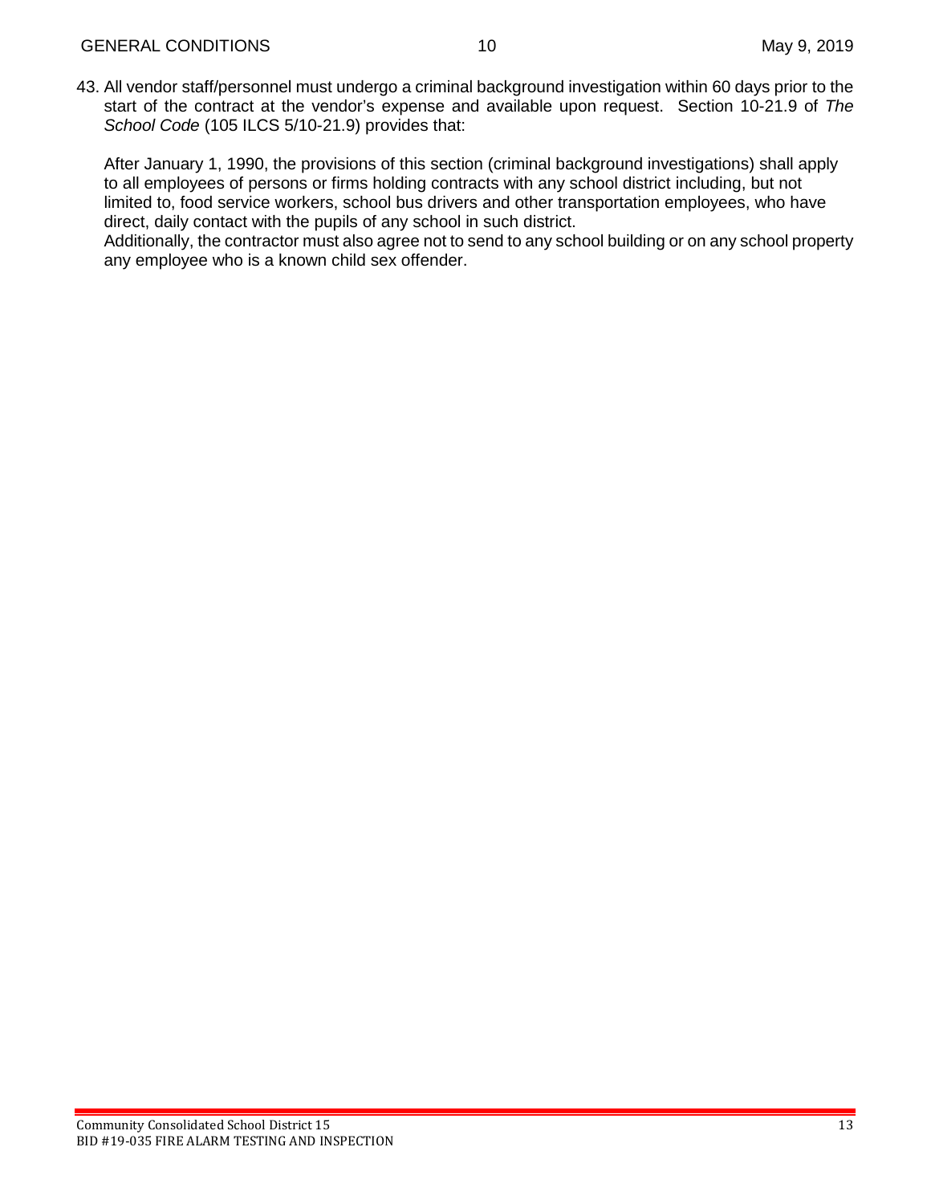43. All vendor staff/personnel must undergo a criminal background investigation within 60 days prior to the start of the contract at the vendor's expense and available upon request. Section 10-21.9 of *The School Code* (105 ILCS 5/10-21.9) provides that:

    After January 1, 1990, the provisions of this section (criminal background investigations) shall apply to all employees of persons or firms holding contracts with any school district including, but not limited to, food service workers, school bus drivers and other transportation employees, who have direct, daily contact with the pupils of any school in such district.

    Additionally, the contractor must also agree not to send to any school building or on any school property any employee who is a known child sex offender.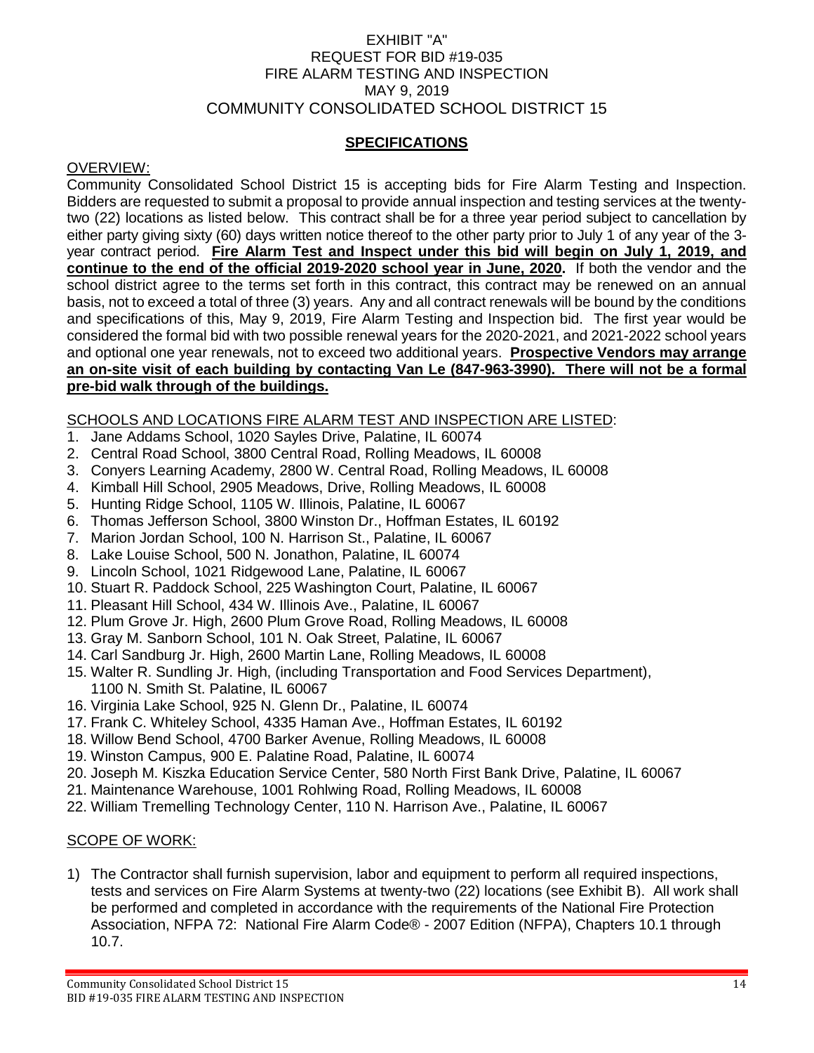EXHIBIT "A"
REQUEST FOR BID #19-035
FIRE ALARM TESTING AND INSPECTION
MAY 9, 2019
COMMUNITY CONSOLIDATED SCHOOL DISTRICT 15

## SPECIFICATIONS

OVERVIEW:

Community Consolidated School District 15 is accepting bids for Fire Alarm Testing and Inspection. Bidders are requested to submit a proposal to provide annual inspection and testing services at the twenty-two (22) locations as listed below. This contract shall be for a three year period subject to cancellation by either party giving sixty (60) days written notice thereof to the other party prior to July 1 of any year of the 3-year contract period. **Fire Alarm Test and Inspect under this bid will begin on July 1, 2019, and continue to the end of the official 2019-2020 school year in June, 2020.** If both the vendor and the school district agree to the terms set forth in this contract, this contract may be renewed on an annual basis, not to exceed a total of three (3) years. Any and all contract renewals will be bound by the conditions and specifications of this, May 9, 2019, Fire Alarm Testing and Inspection bid. The first year would be considered the formal bid with two possible renewal years for the 2020-2021, and 2021-2022 school years and optional one year renewals, not to exceed two additional years. **Prospective Vendors may arrange an on-site visit of each building by contacting Van Le (847-963-3990). There will not be a formal pre-bid walk through of the buildings.**

SCHOOLS AND LOCATIONS FIRE ALARM TEST AND INSPECTION ARE LISTED:

1. Jane Addams School, 1020 Sayles Drive, Palatine, IL 60074
2. Central Road School, 3800 Central Road, Rolling Meadows, IL 60008
3. Conyers Learning Academy, 2800 W. Central Road, Rolling Meadows, IL 60008
4. Kimball Hill School, 2905 Meadows, Drive, Rolling Meadows, IL 60008
5. Hunting Ridge School, 1105 W. Illinois, Palatine, IL 60067
6. Thomas Jefferson School, 3800 Winston Dr., Hoffman Estates, IL 60192
7. Marion Jordan School, 100 N. Harrison St., Palatine, IL 60067
8. Lake Louise School, 500 N. Jonathon, Palatine, IL 60074
9. Lincoln School, 1021 Ridgewood Lane, Palatine, IL 60067
10. Stuart R. Paddock School, 225 Washington Court, Palatine, IL 60067
11. Pleasant Hill School, 434 W. Illinois Ave., Palatine, IL 60067
12. Plum Grove Jr. High, 2600 Plum Grove Road, Rolling Meadows, IL 60008
13. Gray M. Sanborn School, 101 N. Oak Street, Palatine, IL 60067
14. Carl Sandburg Jr. High, 2600 Martin Lane, Rolling Meadows, IL 60008
15. Walter R. Sundling Jr. High, (including Transportation and Food Services Department), 1100 N. Smith St. Palatine, IL 60067
16. Virginia Lake School, 925 N. Glenn Dr., Palatine, IL 60074
17. Frank C. Whiteley School, 4335 Haman Ave., Hoffman Estates, IL 60192
18. Willow Bend School, 4700 Barker Avenue, Rolling Meadows, IL 60008
19. Winston Campus, 900 E. Palatine Road, Palatine, IL 60074
20. Joseph M. Kiszka Education Service Center, 580 North First Bank Drive, Palatine, IL 60067
21. Maintenance Warehouse, 1001 Rohlwing Road, Rolling Meadows, IL 60008
22. William Tremelling Technology Center, 110 N. Harrison Ave., Palatine, IL 60067

SCOPE OF WORK:

1) The Contractor shall furnish supervision, labor and equipment to perform all required inspections, tests and services on Fire Alarm Systems at twenty-two (22) locations (see Exhibit B). All work shall be performed and completed in accordance with the requirements of the National Fire Protection Association, NFPA 72: National Fire Alarm Code® - 2007 Edition (NFPA), Chapters 10.1 through 10.7.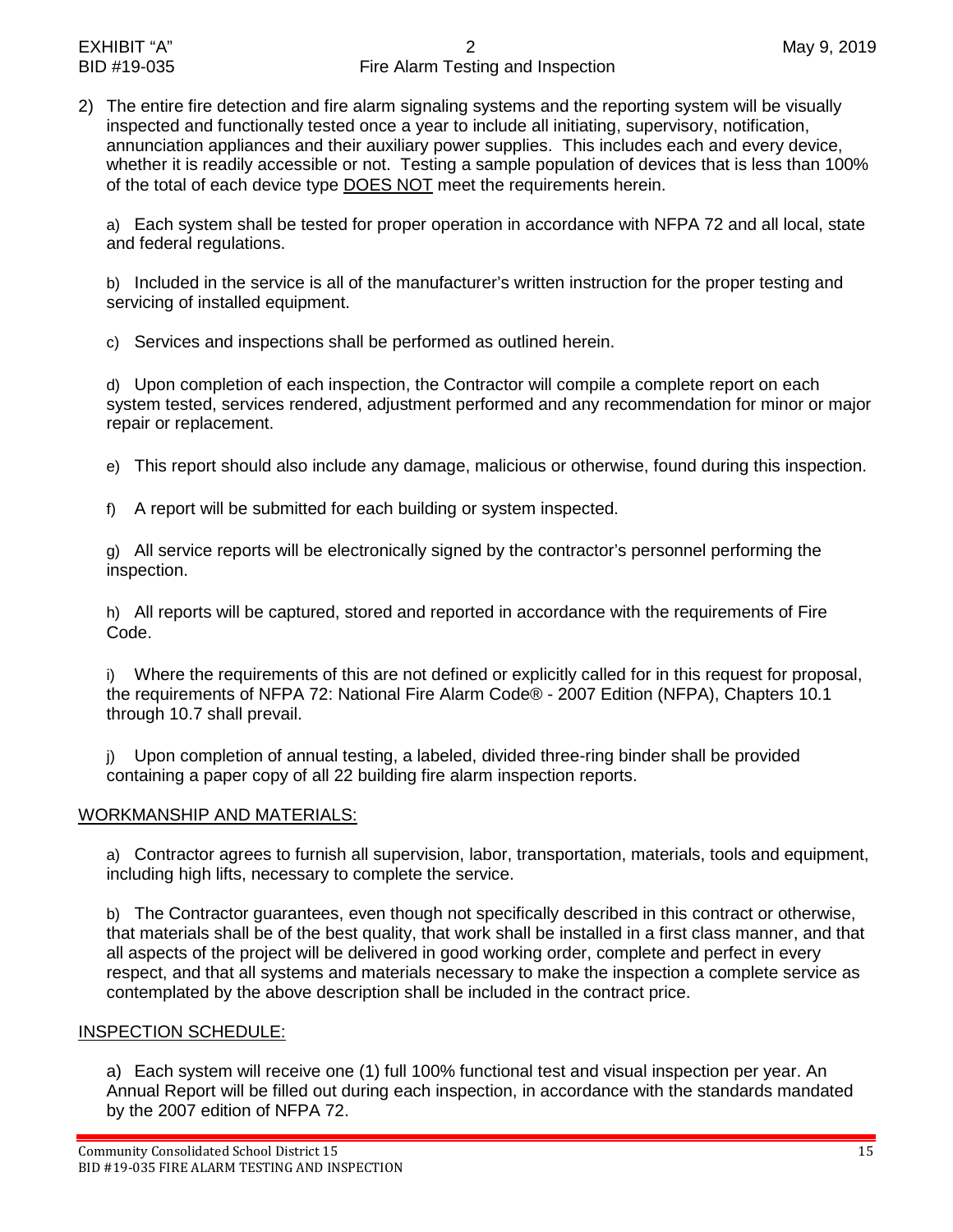2) The entire fire detection and fire alarm signaling systems and the reporting system will be visually inspected and functionally tested once a year to include all initiating, supervisory, notification, annunciation appliances and their auxiliary power supplies. This includes each and every device, whether it is readily accessible or not. Testing a sample population of devices that is less than 100% of the total of each device type DOES NOT meet the requirements herein.

   a) Each system shall be tested for proper operation in accordance with NFPA 72 and all local, state and federal regulations.

   b) Included in the service is all of the manufacturer's written instruction for the proper testing and servicing of installed equipment.

   c) Services and inspections shall be performed as outlined herein.

   d) Upon completion of each inspection, the Contractor will compile a complete report on each system tested, services rendered, adjustment performed and any recommendation for minor or major repair or replacement.

   e) This report should also include any damage, malicious or otherwise, found during this inspection.

   f) A report will be submitted for each building or system inspected.

   g) All service reports will be electronically signed by the contractor's personnel performing the inspection.

   h) All reports will be captured, stored and reported in accordance with the requirements of Fire Code.

   i) Where the requirements of this are not defined or explicitly called for in this request for proposal, the requirements of NFPA 72: National Fire Alarm Code® - 2007 Edition (NFPA), Chapters 10.1 through 10.7 shall prevail.

   j) Upon completion of annual testing, a labeled, divided three-ring binder shall be provided containing a paper copy of all 22 building fire alarm inspection reports.

## WORKMANSHIP AND MATERIALS:

a) Contractor agrees to furnish all supervision, labor, transportation, materials, tools and equipment, including high lifts, necessary to complete the service.

b) The Contractor guarantees, even though not specifically described in this contract or otherwise, that materials shall be of the best quality, that work shall be installed in a first class manner, and that all aspects of the project will be delivered in good working order, complete and perfect in every respect, and that all systems and materials necessary to make the inspection a complete service as contemplated by the above description shall be included in the contract price.

## INSPECTION SCHEDULE:

a) Each system will receive one (1) full 100% functional test and visual inspection per year. An Annual Report will be filled out during each inspection, in accordance with the standards mandated by the 2007 edition of NFPA 72.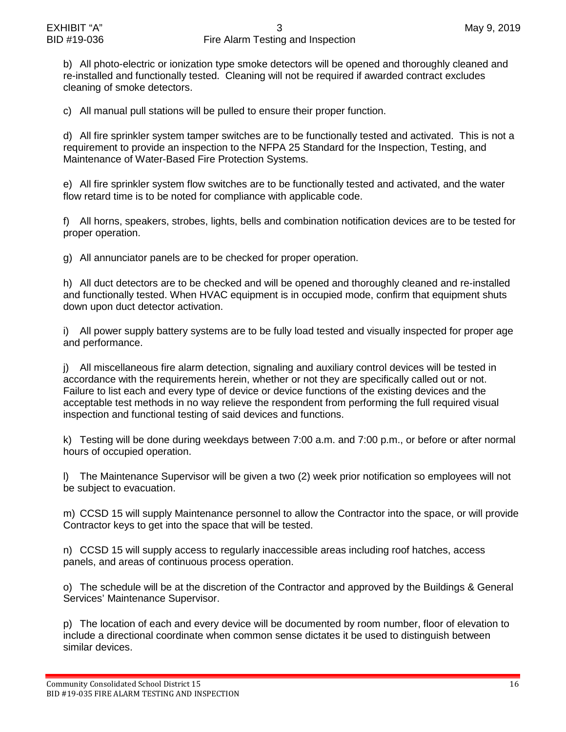b) All photo-electric or ionization type smoke detectors will be opened and thoroughly cleaned and re-installed and functionally tested. Cleaning will not be required if awarded contract excludes cleaning of smoke detectors.

c) All manual pull stations will be pulled to ensure their proper function.

d) All fire sprinkler system tamper switches are to be functionally tested and activated. This is not a requirement to provide an inspection to the NFPA 25 Standard for the Inspection, Testing, and Maintenance of Water-Based Fire Protection Systems.

e) All fire sprinkler system flow switches are to be functionally tested and activated, and the water flow retard time is to be noted for compliance with applicable code.

f) All horns, speakers, strobes, lights, bells and combination notification devices are to be tested for proper operation.

g) All annunciator panels are to be checked for proper operation.

h) All duct detectors are to be checked and will be opened and thoroughly cleaned and re-installed and functionally tested. When HVAC equipment is in occupied mode, confirm that equipment shuts down upon duct detector activation.

i) All power supply battery systems are to be fully load tested and visually inspected for proper age and performance.

j) All miscellaneous fire alarm detection, signaling and auxiliary control devices will be tested in accordance with the requirements herein, whether or not they are specifically called out or not. Failure to list each and every type of device or device functions of the existing devices and the acceptable test methods in no way relieve the respondent from performing the full required visual inspection and functional testing of said devices and functions.

k) Testing will be done during weekdays between 7:00 a.m. and 7:00 p.m., or before or after normal hours of occupied operation.

l) The Maintenance Supervisor will be given a two (2) week prior notification so employees will not be subject to evacuation.

m) CCSD 15 will supply Maintenance personnel to allow the Contractor into the space, or will provide Contractor keys to get into the space that will be tested.

n) CCSD 15 will supply access to regularly inaccessible areas including roof hatches, access panels, and areas of continuous process operation.

o) The schedule will be at the discretion of the Contractor and approved by the Buildings & General Services' Maintenance Supervisor.

p) The location of each and every device will be documented by room number, floor of elevation to include a directional coordinate when common sense dictates it be used to distinguish between similar devices.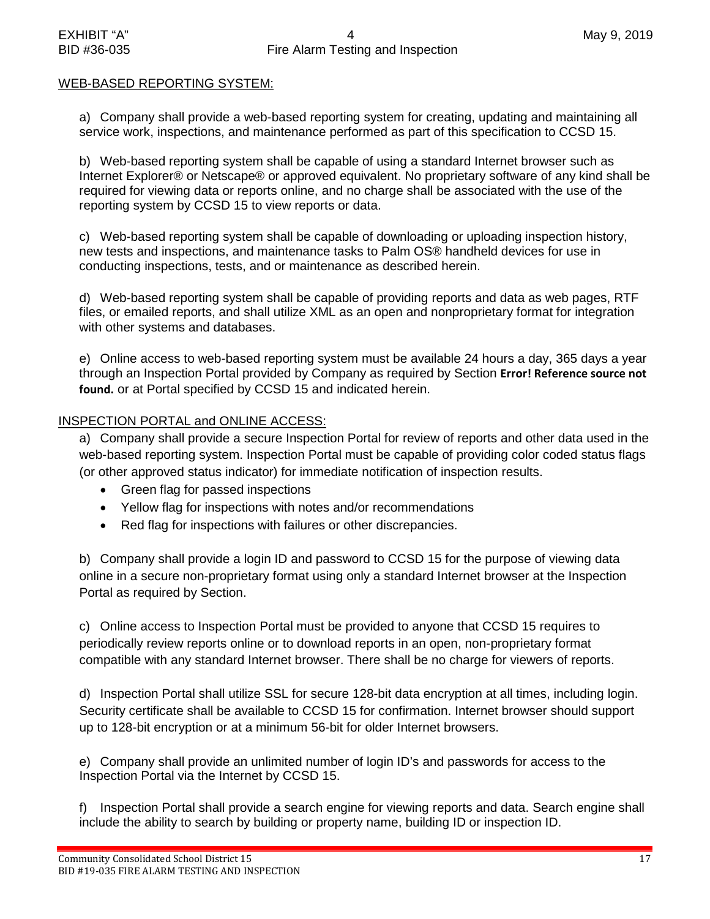## WEB-BASED REPORTING SYSTEM:

a) Company shall provide a web-based reporting system for creating, updating and maintaining all service work, inspections, and maintenance performed as part of this specification to CCSD 15.

b) Web-based reporting system shall be capable of using a standard Internet browser such as Internet Explorer® or Netscape® or approved equivalent. No proprietary software of any kind shall be required for viewing data or reports online, and no charge shall be associated with the use of the reporting system by CCSD 15 to view reports or data.

c) Web-based reporting system shall be capable of downloading or uploading inspection history, new tests and inspections, and maintenance tasks to Palm OS® handheld devices for use in conducting inspections, tests, and or maintenance as described herein.

d) Web-based reporting system shall be capable of providing reports and data as web pages, RTF files, or emailed reports, and shall utilize XML as an open and nonproprietary format for integration with other systems and databases.

e) Online access to web-based reporting system must be available 24 hours a day, 365 days a year through an Inspection Portal provided by Company as required by Section **Error! Reference source not found.** or at Portal specified by CCSD 15 and indicated herein.

## INSPECTION PORTAL and ONLINE ACCESS:

a) Company shall provide a secure Inspection Portal for review of reports and other data used in the web-based reporting system. Inspection Portal must be capable of providing color coded status flags (or other approved status indicator) for immediate notification of inspection results.

- Green flag for passed inspections
- Yellow flag for inspections with notes and/or recommendations
- Red flag for inspections with failures or other discrepancies.

b) Company shall provide a login ID and password to CCSD 15 for the purpose of viewing data online in a secure non-proprietary format using only a standard Internet browser at the Inspection Portal as required by Section.

c) Online access to Inspection Portal must be provided to anyone that CCSD 15 requires to periodically review reports online or to download reports in an open, non-proprietary format compatible with any standard Internet browser. There shall be no charge for viewers of reports.

d) Inspection Portal shall utilize SSL for secure 128-bit data encryption at all times, including login. Security certificate shall be available to CCSD 15 for confirmation. Internet browser should support up to 128-bit encryption or at a minimum 56-bit for older Internet browsers.

e) Company shall provide an unlimited number of login ID's and passwords for access to the Inspection Portal via the Internet by CCSD 15.

f) Inspection Portal shall provide a search engine for viewing reports and data. Search engine shall include the ability to search by building or property name, building ID or inspection ID.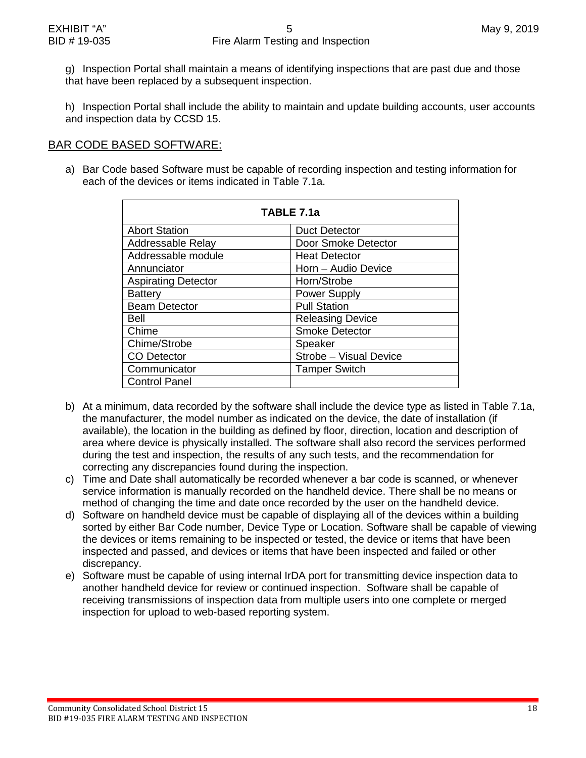g) Inspection Portal shall maintain a means of identifying inspections that are past due and those that have been replaced by a subsequent inspection.

h) Inspection Portal shall include the ability to maintain and update building accounts, user accounts and inspection data by CCSD 15.

## BAR CODE BASED SOFTWARE:

a) Bar Code based Software must be capable of recording inspection and testing information for each of the devices or items indicated in Table 7.1a.

| TABLE 7.1a | |
|---|---|
| Abort Station | Duct Detector |
| Addressable Relay | Door Smoke Detector |
| Addressable module | Heat Detector |
| Annunciator | Horn – Audio Device |
| Aspirating Detector | Horn/Strobe |
| Battery | Power Supply |
| Beam Detector | Pull Station |
| Bell | Releasing Device |
| Chime | Smoke Detector |
| Chime/Strobe | Speaker |
| CO Detector | Strobe – Visual Device |
| Communicator | Tamper Switch |
| Control Panel | |

b) At a minimum, data recorded by the software shall include the device type as listed in Table 7.1a, the manufacturer, the model number as indicated on the device, the date of installation (if available), the location in the building as defined by floor, direction, location and description of area where device is physically installed. The software shall also record the services performed during the test and inspection, the results of any such tests, and the recommendation for correcting any discrepancies found during the inspection.

c) Time and Date shall automatically be recorded whenever a bar code is scanned, or whenever service information is manually recorded on the handheld device. There shall be no means or method of changing the time and date once recorded by the user on the handheld device.

d) Software on handheld device must be capable of displaying all of the devices within a building sorted by either Bar Code number, Device Type or Location. Software shall be capable of viewing the devices or items remaining to be inspected or tested, the device or items that have been inspected and passed, and devices or items that have been inspected and failed or other discrepancy.

e) Software must be capable of using internal IrDA port for transmitting device inspection data to another handheld device for review or continued inspection. Software shall be capable of receiving transmissions of inspection data from multiple users into one complete or merged inspection for upload to web-based reporting system.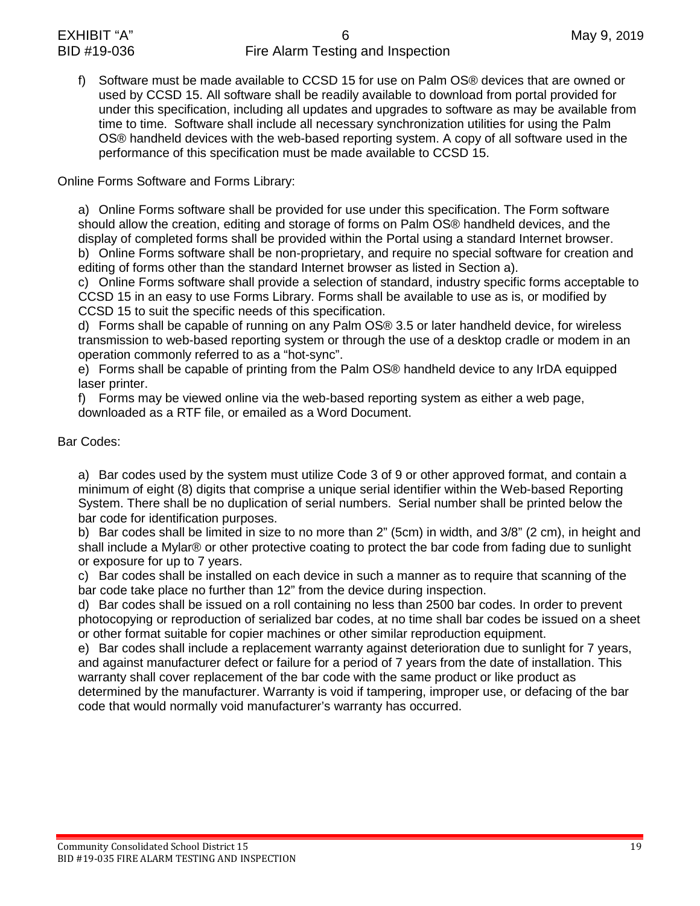f) Software must be made available to CCSD 15 for use on Palm OS® devices that are owned or used by CCSD 15. All software shall be readily available to download from portal provided for under this specification, including all updates and upgrades to software as may be available from time to time. Software shall include all necessary synchronization utilities for using the Palm OS® handheld devices with the web-based reporting system. A copy of all software used in the performance of this specification must be made available to CCSD 15.

Online Forms Software and Forms Library:

a) Online Forms software shall be provided for use under this specification. The Form software should allow the creation, editing and storage of forms on Palm OS® handheld devices, and the display of completed forms shall be provided within the Portal using a standard Internet browser.
b) Online Forms software shall be non-proprietary, and require no special software for creation and editing of forms other than the standard Internet browser as listed in Section a).
c) Online Forms software shall provide a selection of standard, industry specific forms acceptable to CCSD 15 in an easy to use Forms Library. Forms shall be available to use as is, or modified by CCSD 15 to suit the specific needs of this specification.
d) Forms shall be capable of running on any Palm OS® 3.5 or later handheld device, for wireless transmission to web-based reporting system or through the use of a desktop cradle or modem in an operation commonly referred to as a "hot-sync".
e) Forms shall be capable of printing from the Palm OS® handheld device to any IrDA equipped laser printer.
f) Forms may be viewed online via the web-based reporting system as either a web page, downloaded as a RTF file, or emailed as a Word Document.

Bar Codes:

a) Bar codes used by the system must utilize Code 3 of 9 or other approved format, and contain a minimum of eight (8) digits that comprise a unique serial identifier within the Web-based Reporting System. There shall be no duplication of serial numbers. Serial number shall be printed below the bar code for identification purposes.
b) Bar codes shall be limited in size to no more than 2" (5cm) in width, and 3/8" (2 cm), in height and shall include a Mylar® or other protective coating to protect the bar code from fading due to sunlight or exposure for up to 7 years.
c) Bar codes shall be installed on each device in such a manner as to require that scanning of the bar code take place no further than 12" from the device during inspection.
d) Bar codes shall be issued on a roll containing no less than 2500 bar codes. In order to prevent photocopying or reproduction of serialized bar codes, at no time shall bar codes be issued on a sheet or other format suitable for copier machines or other similar reproduction equipment.
e) Bar codes shall include a replacement warranty against deterioration due to sunlight for 7 years, and against manufacturer defect or failure for a period of 7 years from the date of installation. This warranty shall cover replacement of the bar code with the same product or like product as determined by the manufacturer. Warranty is void if tampering, improper use, or defacing of the bar code that would normally void manufacturer's warranty has occurred.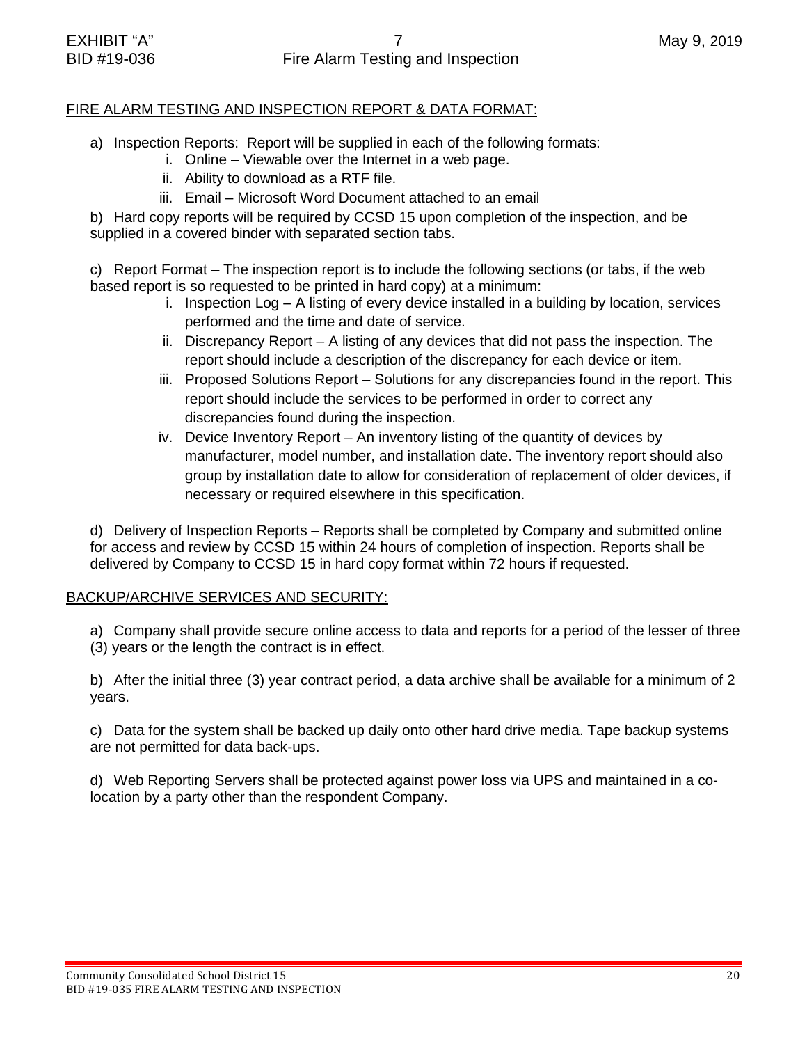## FIRE ALARM TESTING AND INSPECTION REPORT & DATA FORMAT:

a) Inspection Reports: Report will be supplied in each of the following formats:

   i. Online – Viewable over the Internet in a web page.

   ii. Ability to download as a RTF file.

   iii. Email – Microsoft Word Document attached to an email

b) Hard copy reports will be required by CCSD 15 upon completion of the inspection, and be supplied in a covered binder with separated section tabs.

c) Report Format – The inspection report is to include the following sections (or tabs, if the web based report is so requested to be printed in hard copy) at a minimum:

   i. Inspection Log – A listing of every device installed in a building by location, services performed and the time and date of service.

   ii. Discrepancy Report – A listing of any devices that did not pass the inspection. The report should include a description of the discrepancy for each device or item.

   iii. Proposed Solutions Report – Solutions for any discrepancies found in the report. This report should include the services to be performed in order to correct any discrepancies found during the inspection.

   iv. Device Inventory Report – An inventory listing of the quantity of devices by manufacturer, model number, and installation date. The inventory report should also group by installation date to allow for consideration of replacement of older devices, if necessary or required elsewhere in this specification.

d) Delivery of Inspection Reports – Reports shall be completed by Company and submitted online for access and review by CCSD 15 within 24 hours of completion of inspection. Reports shall be delivered by Company to CCSD 15 in hard copy format within 72 hours if requested.

## BACKUP/ARCHIVE SERVICES AND SECURITY:

a) Company shall provide secure online access to data and reports for a period of the lesser of three (3) years or the length the contract is in effect.

b) After the initial three (3) year contract period, a data archive shall be available for a minimum of 2 years.

c) Data for the system shall be backed up daily onto other hard drive media. Tape backup systems are not permitted for data back-ups.

d) Web Reporting Servers shall be protected against power loss via UPS and maintained in a co-location by a party other than the respondent Company.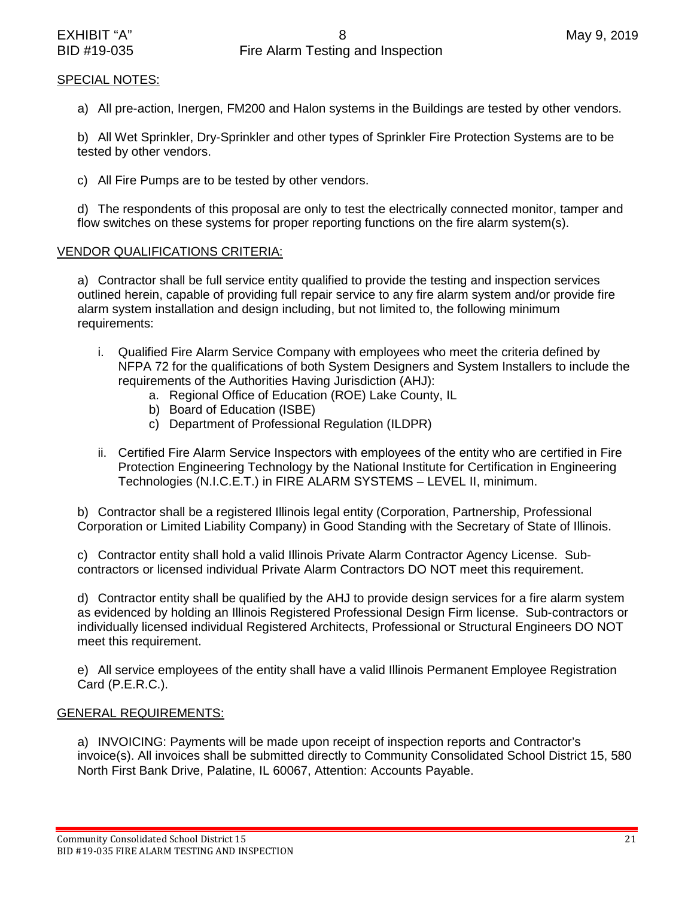## SPECIAL NOTES:

a) All pre-action, Inergen, FM200 and Halon systems in the Buildings are tested by other vendors.

b) All Wet Sprinkler, Dry-Sprinkler and other types of Sprinkler Fire Protection Systems are to be tested by other vendors.

c) All Fire Pumps are to be tested by other vendors.

d) The respondents of this proposal are only to test the electrically connected monitor, tamper and flow switches on these systems for proper reporting functions on the fire alarm system(s).

## VENDOR QUALIFICATIONS CRITERIA:

a) Contractor shall be full service entity qualified to provide the testing and inspection services outlined herein, capable of providing full repair service to any fire alarm system and/or provide fire alarm system installation and design including, but not limited to, the following minimum requirements:

- i. Qualified Fire Alarm Service Company with employees who meet the criteria defined by NFPA 72 for the qualifications of both System Designers and System Installers to include the requirements of the Authorities Having Jurisdiction (AHJ):
    - a. Regional Office of Education (ROE) Lake County, IL
    - b) Board of Education (ISBE)
    - c) Department of Professional Regulation (ILDPR)
- ii. Certified Fire Alarm Service Inspectors with employees of the entity who are certified in Fire Protection Engineering Technology by the National Institute for Certification in Engineering Technologies (N.I.C.E.T.) in FIRE ALARM SYSTEMS – LEVEL II, minimum.

b) Contractor shall be a registered Illinois legal entity (Corporation, Partnership, Professional Corporation or Limited Liability Company) in Good Standing with the Secretary of State of Illinois.

c) Contractor entity shall hold a valid Illinois Private Alarm Contractor Agency License. Sub-contractors or licensed individual Private Alarm Contractors DO NOT meet this requirement.

d) Contractor entity shall be qualified by the AHJ to provide design services for a fire alarm system as evidenced by holding an Illinois Registered Professional Design Firm license. Sub-contractors or individually licensed individual Registered Architects, Professional or Structural Engineers DO NOT meet this requirement.

e) All service employees of the entity shall have a valid Illinois Permanent Employee Registration Card (P.E.R.C.).

## GENERAL REQUIREMENTS:

a) INVOICING: Payments will be made upon receipt of inspection reports and Contractor's invoice(s). All invoices shall be submitted directly to Community Consolidated School District 15, 580 North First Bank Drive, Palatine, IL 60067, Attention: Accounts Payable.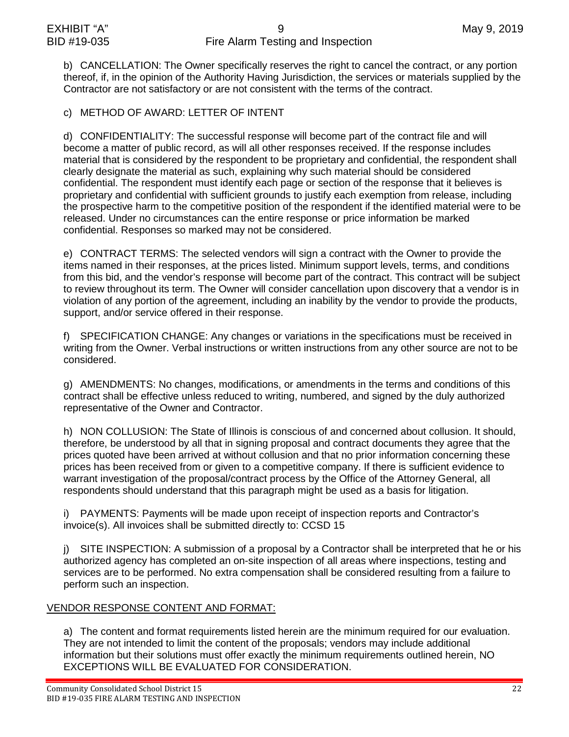b) CANCELLATION: The Owner specifically reserves the right to cancel the contract, or any portion thereof, if, in the opinion of the Authority Having Jurisdiction, the services or materials supplied by the Contractor are not satisfactory or are not consistent with the terms of the contract.

c) METHOD OF AWARD: LETTER OF INTENT

d) CONFIDENTIALITY: The successful response will become part of the contract file and will become a matter of public record, as will all other responses received. If the response includes material that is considered by the respondent to be proprietary and confidential, the respondent shall clearly designate the material as such, explaining why such material should be considered confidential. The respondent must identify each page or section of the response that it believes is proprietary and confidential with sufficient grounds to justify each exemption from release, including the prospective harm to the competitive position of the respondent if the identified material were to be released. Under no circumstances can the entire response or price information be marked confidential. Responses so marked may not be considered.

e) CONTRACT TERMS: The selected vendors will sign a contract with the Owner to provide the items named in their responses, at the prices listed. Minimum support levels, terms, and conditions from this bid, and the vendor's response will become part of the contract. This contract will be subject to review throughout its term. The Owner will consider cancellation upon discovery that a vendor is in violation of any portion of the agreement, including an inability by the vendor to provide the products, support, and/or service offered in their response.

f) SPECIFICATION CHANGE: Any changes or variations in the specifications must be received in writing from the Owner. Verbal instructions or written instructions from any other source are not to be considered.

g) AMENDMENTS: No changes, modifications, or amendments in the terms and conditions of this contract shall be effective unless reduced to writing, numbered, and signed by the duly authorized representative of the Owner and Contractor.

h) NON COLLUSION: The State of Illinois is conscious of and concerned about collusion. It should, therefore, be understood by all that in signing proposal and contract documents they agree that the prices quoted have been arrived at without collusion and that no prior information concerning these prices has been received from or given to a competitive company. If there is sufficient evidence to warrant investigation of the proposal/contract process by the Office of the Attorney General, all respondents should understand that this paragraph might be used as a basis for litigation.

i) PAYMENTS: Payments will be made upon receipt of inspection reports and Contractor's invoice(s). All invoices shall be submitted directly to: CCSD 15

j) SITE INSPECTION: A submission of a proposal by a Contractor shall be interpreted that he or his authorized agency has completed an on-site inspection of all areas where inspections, testing and services are to be performed. No extra compensation shall be considered resulting from a failure to perform such an inspection.

<u>VENDOR RESPONSE CONTENT AND FORMAT:</u>

a) The content and format requirements listed herein are the minimum required for our evaluation. They are not intended to limit the content of the proposals; vendors may include additional information but their solutions must offer exactly the minimum requirements outlined herein, NO EXCEPTIONS WILL BE EVALUATED FOR CONSIDERATION.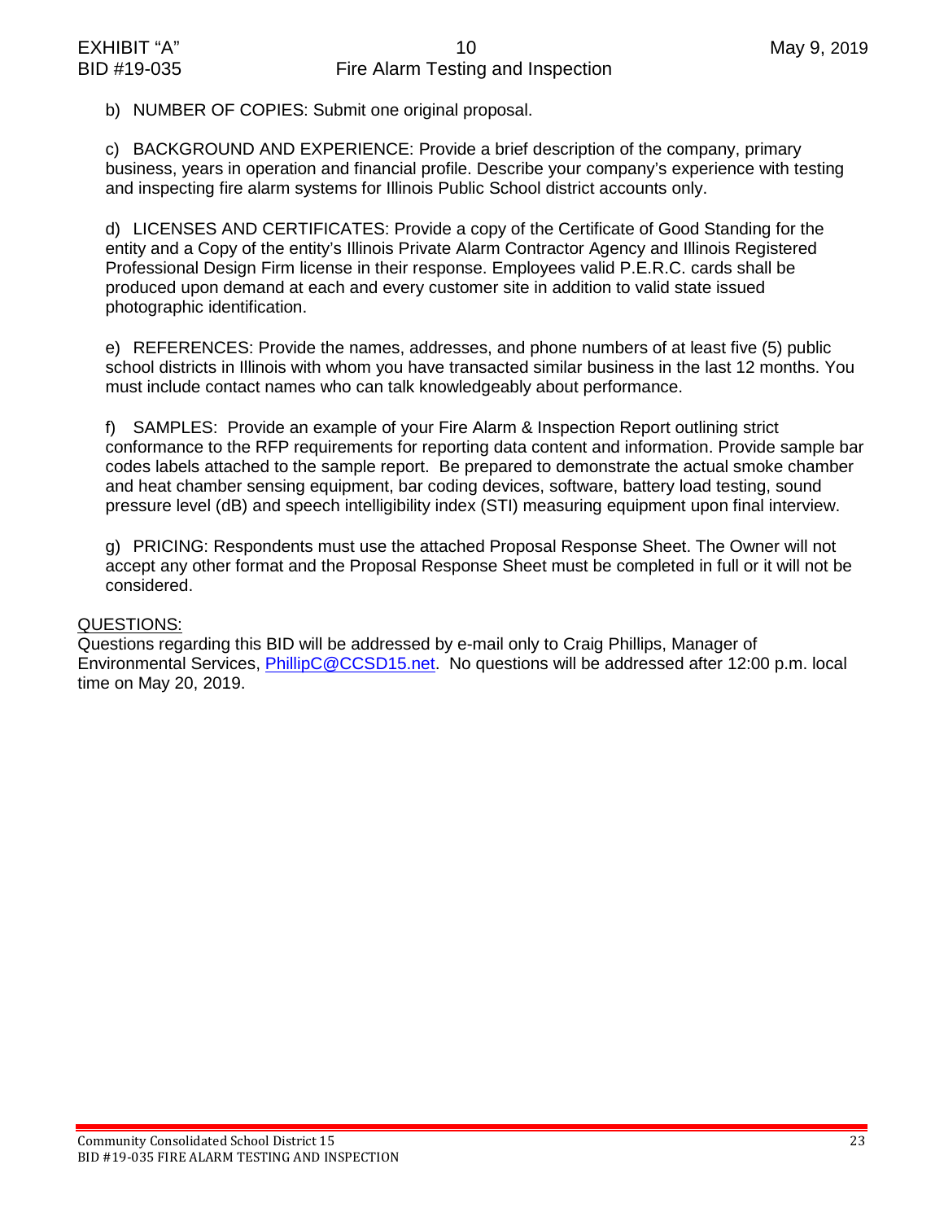b) NUMBER OF COPIES: Submit one original proposal.

c) BACKGROUND AND EXPERIENCE: Provide a brief description of the company, primary business, years in operation and financial profile. Describe your company's experience with testing and inspecting fire alarm systems for Illinois Public School district accounts only.

d) LICENSES AND CERTIFICATES: Provide a copy of the Certificate of Good Standing for the entity and a Copy of the entity's Illinois Private Alarm Contractor Agency and Illinois Registered Professional Design Firm license in their response. Employees valid P.E.R.C. cards shall be produced upon demand at each and every customer site in addition to valid state issued photographic identification.

e) REFERENCES: Provide the names, addresses, and phone numbers of at least five (5) public school districts in Illinois with whom you have transacted similar business in the last 12 months. You must include contact names who can talk knowledgeably about performance.

f) SAMPLES: Provide an example of your Fire Alarm & Inspection Report outlining strict conformance to the RFP requirements for reporting data content and information. Provide sample bar codes labels attached to the sample report. Be prepared to demonstrate the actual smoke chamber and heat chamber sensing equipment, bar coding devices, software, battery load testing, sound pressure level (dB) and speech intelligibility index (STI) measuring equipment upon final interview.

g) PRICING: Respondents must use the attached Proposal Response Sheet. The Owner will not accept any other format and the Proposal Response Sheet must be completed in full or it will not be considered.

<u>QUESTIONS:</u>

Questions regarding this BID will be addressed by e-mail only to Craig Phillips, Manager of Environmental Services, PhillipC@CCSD15.net. No questions will be addressed after 12:00 p.m. local time on May 20, 2019.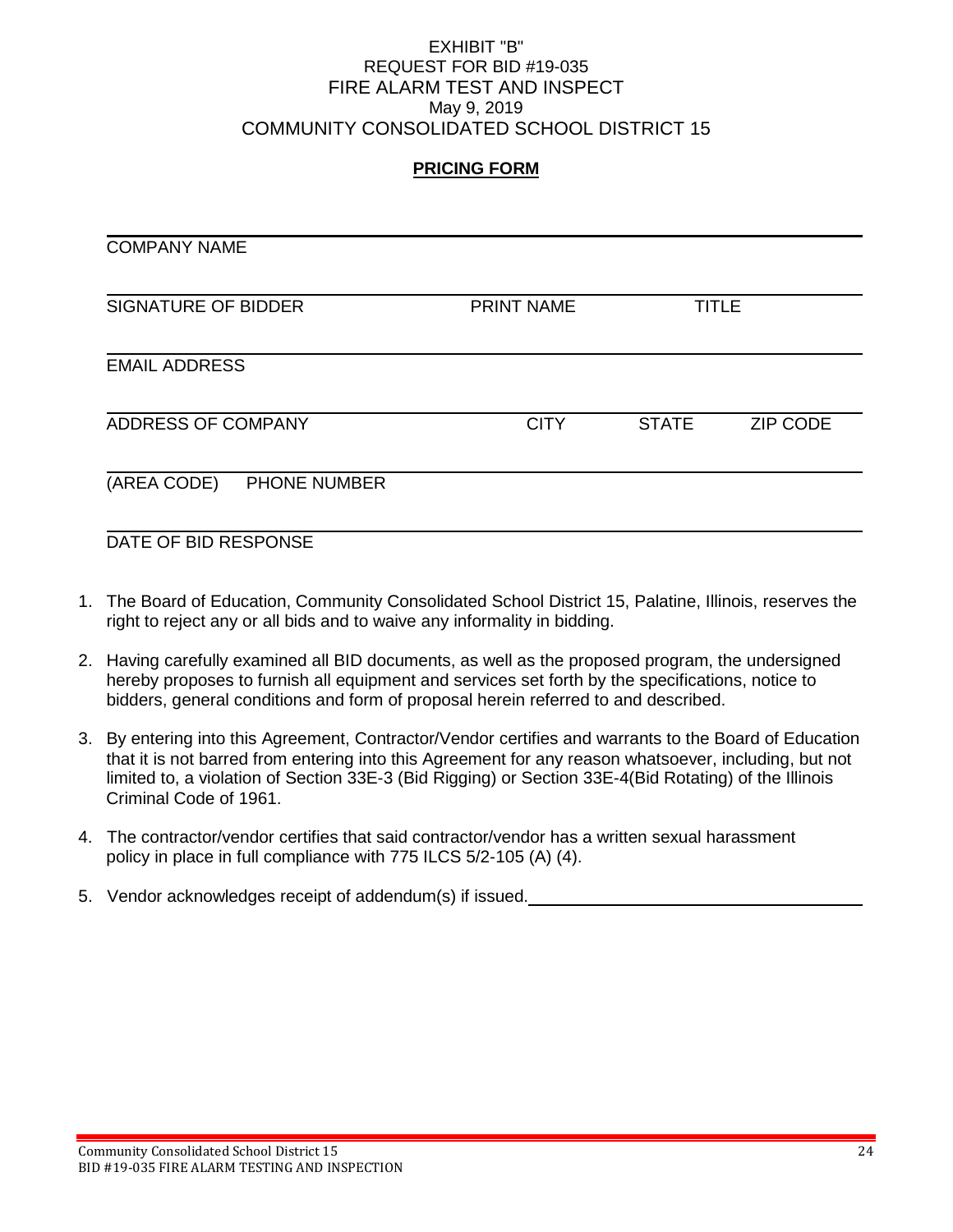EXHIBIT "B"
REQUEST FOR BID #19-035
FIRE ALARM TEST AND INSPECT
May 9, 2019
COMMUNITY CONSOLIDATED SCHOOL DISTRICT 15

**PRICING FORM**

______________________________________________
COMPANY NAME

______________________________________________
SIGNATURE OF BIDDER &nbsp;&nbsp;&nbsp;&nbsp; PRINT NAME &nbsp;&nbsp;&nbsp;&nbsp; TITLE

______________________________________________
EMAIL ADDRESS

______________________________________________
ADDRESS OF COMPANY &nbsp;&nbsp;&nbsp;&nbsp; CITY &nbsp;&nbsp;&nbsp;&nbsp; STATE &nbsp;&nbsp;&nbsp;&nbsp; ZIP CODE

______________________________________________
(AREA CODE) &nbsp;&nbsp; PHONE NUMBER

______________________________________________
DATE OF BID RESPONSE

1. The Board of Education, Community Consolidated School District 15, Palatine, Illinois, reserves the right to reject any or all bids and to waive any informality in bidding.
2. Having carefully examined all BID documents, as well as the proposed program, the undersigned hereby proposes to furnish all equipment and services set forth by the specifications, notice to bidders, general conditions and form of proposal herein referred to and described.
3. By entering into this Agreement, Contractor/Vendor certifies and warrants to the Board of Education that it is not barred from entering into this Agreement for any reason whatsoever, including, but not limited to, a violation of Section 33E-3 (Bid Rigging) or Section 33E-4(Bid Rotating) of the Illinois Criminal Code of 1961.
4. The contractor/vendor certifies that said contractor/vendor has a written sexual harassment policy in place in full compliance with 775 ILCS 5/2-105 (A) (4).
5. Vendor acknowledges receipt of addendum(s) if issued.______________________________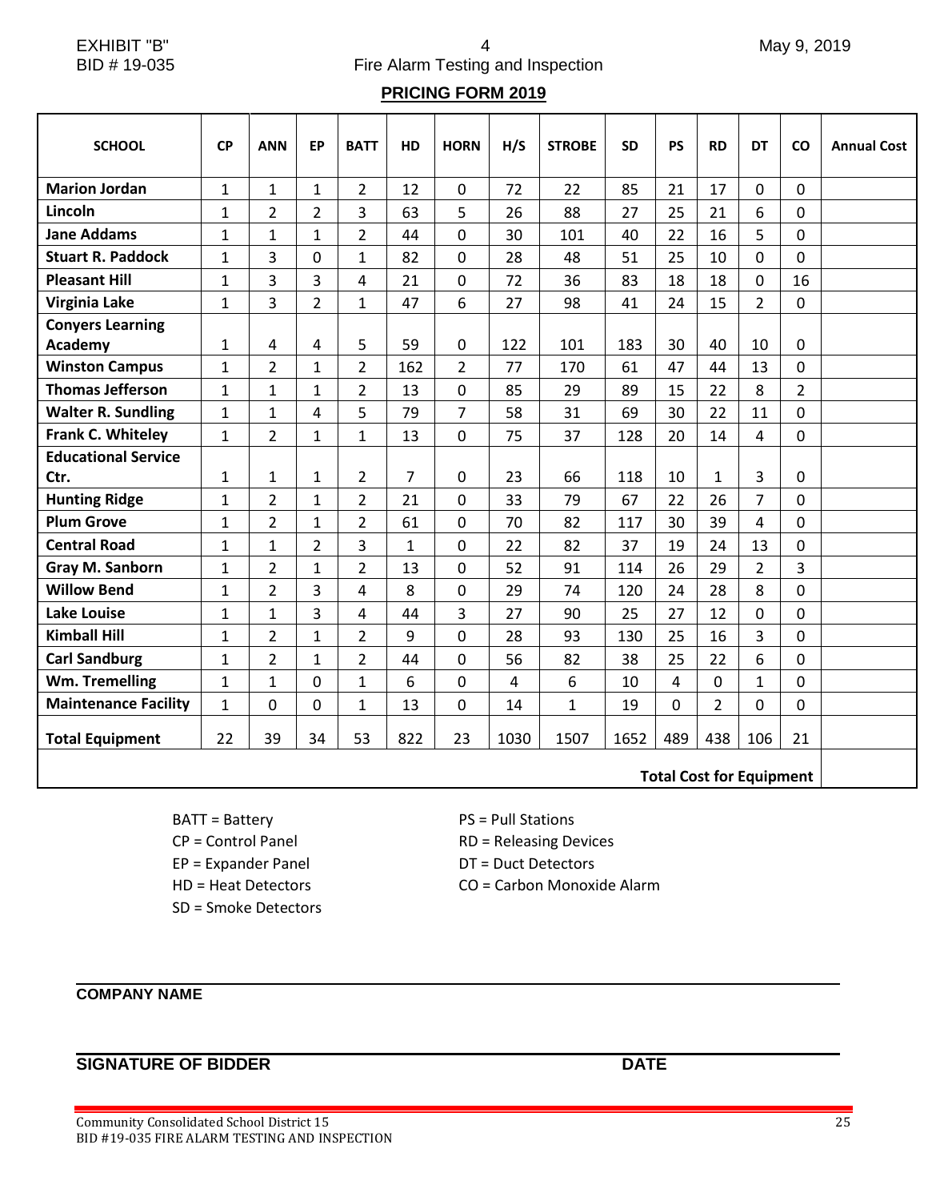EXHIBIT "B"
BID # 19-035

Fire Alarm Testing and Inspection

May 9, 2019

## PRICING FORM 2019

| SCHOOL | CP | ANN | EP | BATT | HD | HORN | H/S | STROBE | SD | PS | RD | DT | CO | Annual Cost |
|---|---|---|---|---|---|---|---|---|---|---|---|---|---|---|
| **Marion Jordan** | 1 | 1 | 1 | 2 | 12 | 0 | 72 | 22 | 85 | 21 | 17 | 0 | 0 | |
| **Lincoln** | 1 | 2 | 2 | 3 | 63 | 5 | 26 | 88 | 27 | 25 | 21 | 6 | 0 | |
| **Jane Addams** | 1 | 1 | 1 | 2 | 44 | 0 | 30 | 101 | 40 | 22 | 16 | 5 | 0 | |
| **Stuart R. Paddock** | 1 | 3 | 0 | 1 | 82 | 0 | 28 | 48 | 51 | 25 | 10 | 0 | 0 | |
| **Pleasant Hill** | 1 | 3 | 3 | 4 | 21 | 0 | 72 | 36 | 83 | 18 | 18 | 0 | 16 | |
| **Virginia Lake** | 1 | 3 | 2 | 1 | 47 | 6 | 27 | 98 | 41 | 24 | 15 | 2 | 0 | |
| **Conyers Learning Academy** | 1 | 4 | 4 | 5 | 59 | 0 | 122 | 101 | 183 | 30 | 40 | 10 | 0 | |
| **Winston Campus** | 1 | 2 | 1 | 2 | 162 | 2 | 77 | 170 | 61 | 47 | 44 | 13 | 0 | |
| **Thomas Jefferson** | 1 | 1 | 1 | 2 | 13 | 0 | 85 | 29 | 89 | 15 | 22 | 8 | 2 | |
| **Walter R. Sundling** | 1 | 1 | 4 | 5 | 79 | 7 | 58 | 31 | 69 | 30 | 22 | 11 | 0 | |
| **Frank C. Whiteley** | 1 | 2 | 1 | 1 | 13 | 0 | 75 | 37 | 128 | 20 | 14 | 4 | 0 | |
| **Educational Service Ctr.** | 1 | 1 | 1 | 2 | 7 | 0 | 23 | 66 | 118 | 10 | 1 | 3 | 0 | |
| **Hunting Ridge** | 1 | 2 | 1 | 2 | 21 | 0 | 33 | 79 | 67 | 22 | 26 | 7 | 0 | |
| **Plum Grove** | 1 | 2 | 1 | 2 | 61 | 0 | 70 | 82 | 117 | 30 | 39 | 4 | 0 | |
| **Central Road** | 1 | 1 | 2 | 3 | 1 | 0 | 22 | 82 | 37 | 19 | 24 | 13 | 0 | |
| **Gray M. Sanborn** | 1 | 2 | 1 | 2 | 13 | 0 | 52 | 91 | 114 | 26 | 29 | 2 | 3 | |
| **Willow Bend** | 1 | 2 | 3 | 4 | 8 | 0 | 29 | 74 | 120 | 24 | 28 | 8 | 0 | |
| **Lake Louise** | 1 | 1 | 3 | 4 | 44 | 3 | 27 | 90 | 25 | 27 | 12 | 0 | 0 | |
| **Kimball Hill** | 1 | 2 | 1 | 2 | 9 | 0 | 28 | 93 | 130 | 25 | 16 | 3 | 0 | |
| **Carl Sandburg** | 1 | 2 | 1 | 2 | 44 | 0 | 56 | 82 | 38 | 25 | 22 | 6 | 0 | |
| **Wm. Tremelling** | 1 | 1 | 0 | 1 | 6 | 0 | 4 | 6 | 10 | 4 | 0 | 1 | 0 | |
| **Maintenance Facility** | 1 | 0 | 0 | 1 | 13 | 0 | 14 | 1 | 19 | 0 | 2 | 0 | 0 | |
| **Total Equipment** | 22 | 39 | 34 | 53 | 822 | 23 | 1030 | 1507 | 1652 | 489 | 438 | 106 | 21 | |
| **Total Cost for Equipment** | | | | | | | | | | | | | | |

BATT = Battery
CP = Control Panel
EP = Expander Panel
HD = Heat Detectors
SD = Smoke Detectors

PS = Pull Stations
RD = Releasing Devices
DT = Duct Detectors
CO = Carbon Monoxide Alarm

**COMPANY NAME**

**SIGNATURE OF BIDDER** **DATE**

Community Consolidated School District 15
BID #19-035 FIRE ALARM TESTING AND INSPECTION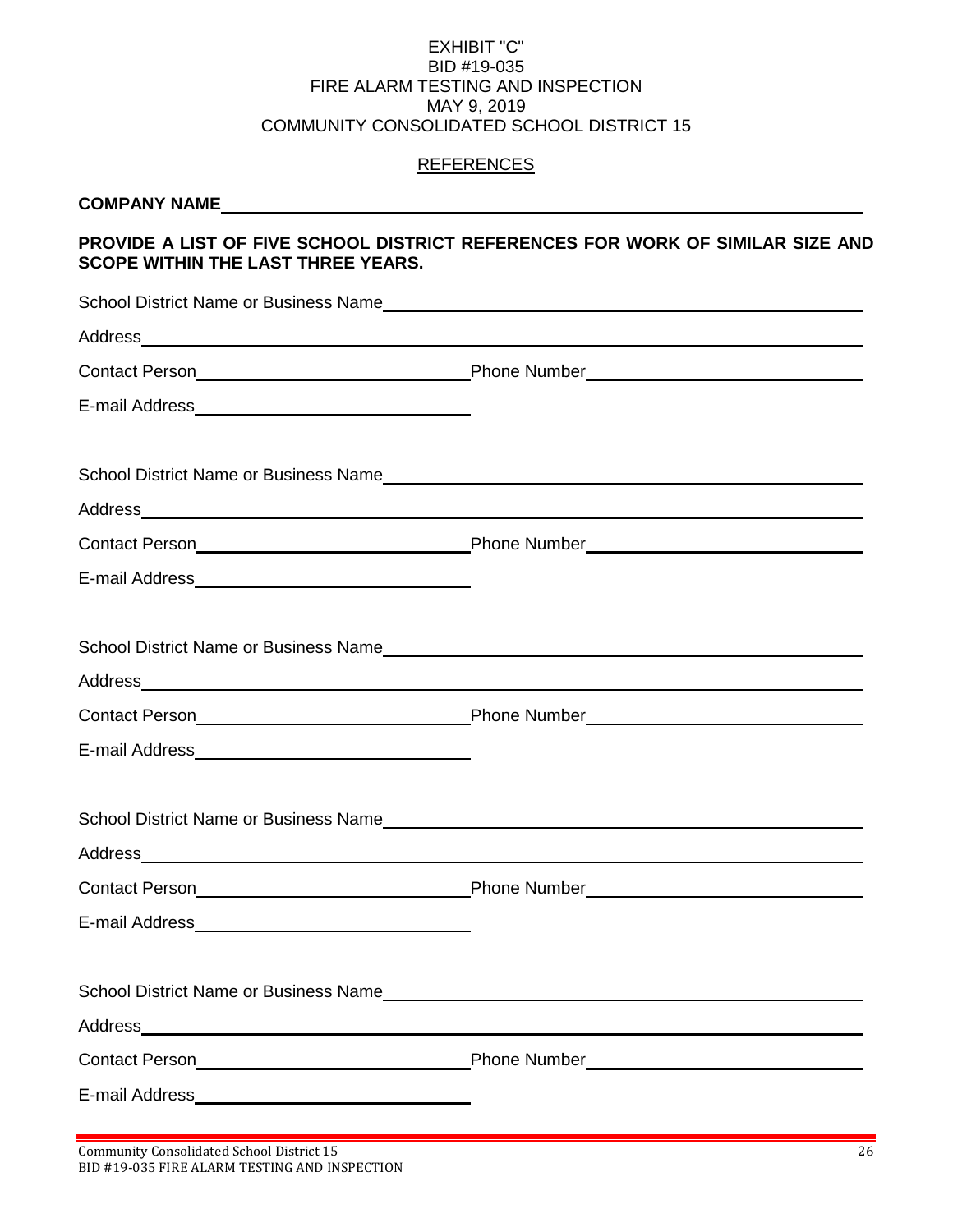EXHIBIT "C"
BID #19-035
FIRE ALARM TESTING AND INSPECTION
MAY 9, 2019
COMMUNITY CONSOLIDATED SCHOOL DISTRICT 15

## REFERENCES

**COMPANY NAME**\_\_\_\_\_\_\_\_\_\_\_\_\_\_\_\_\_\_\_\_\_\_\_\_\_\_\_\_\_\_\_\_\_\_\_\_\_\_\_\_\_\_\_\_\_\_\_\_

**PROVIDE A LIST OF FIVE SCHOOL DISTRICT REFERENCES FOR WORK OF SIMILAR SIZE AND SCOPE WITHIN THE LAST THREE YEARS.**

School District Name or Business Name\_\_\_\_\_\_\_\_\_\_\_\_\_\_\_\_\_\_\_\_\_\_\_\_\_\_\_\_\_\_\_\_\_\_\_\_

Address\_\_\_\_\_\_\_\_\_\_\_\_\_\_\_\_\_\_\_\_\_\_\_\_\_\_\_\_\_\_\_\_\_\_\_\_\_\_\_\_\_\_\_\_\_\_\_\_\_\_\_\_\_\_\_\_\_\_\_\_

Contact Person\_\_\_\_\_\_\_\_\_\_\_\_\_\_\_\_\_\_\_\_\_\_\_\_\_\_\_\_ Phone Number\_\_\_\_\_\_\_\_\_\_\_\_\_\_\_\_\_\_\_\_\_\_\_\_\_\_\_\_

E-mail Address\_\_\_\_\_\_\_\_\_\_\_\_\_\_\_\_\_\_\_\_\_\_\_\_\_\_\_\_

School District Name or Business Name\_\_\_\_\_\_\_\_\_\_\_\_\_\_\_\_\_\_\_\_\_\_\_\_\_\_\_\_\_\_\_\_\_\_\_\_

Address\_\_\_\_\_\_\_\_\_\_\_\_\_\_\_\_\_\_\_\_\_\_\_\_\_\_\_\_\_\_\_\_\_\_\_\_\_\_\_\_\_\_\_\_\_\_\_\_\_\_\_\_\_\_\_\_\_\_\_\_

Contact Person\_\_\_\_\_\_\_\_\_\_\_\_\_\_\_\_\_\_\_\_\_\_\_\_\_\_\_\_ Phone Number\_\_\_\_\_\_\_\_\_\_\_\_\_\_\_\_\_\_\_\_\_\_\_\_\_\_\_\_

E-mail Address\_\_\_\_\_\_\_\_\_\_\_\_\_\_\_\_\_\_\_\_\_\_\_\_\_\_\_\_

School District Name or Business Name\_\_\_\_\_\_\_\_\_\_\_\_\_\_\_\_\_\_\_\_\_\_\_\_\_\_\_\_\_\_\_\_\_\_\_\_

Address\_\_\_\_\_\_\_\_\_\_\_\_\_\_\_\_\_\_\_\_\_\_\_\_\_\_\_\_\_\_\_\_\_\_\_\_\_\_\_\_\_\_\_\_\_\_\_\_\_\_\_\_\_\_\_\_\_\_\_\_

Contact Person\_\_\_\_\_\_\_\_\_\_\_\_\_\_\_\_\_\_\_\_\_\_\_\_\_\_\_\_ Phone Number\_\_\_\_\_\_\_\_\_\_\_\_\_\_\_\_\_\_\_\_\_\_\_\_\_\_\_\_

E-mail Address\_\_\_\_\_\_\_\_\_\_\_\_\_\_\_\_\_\_\_\_\_\_\_\_\_\_\_\_

School District Name or Business Name\_\_\_\_\_\_\_\_\_\_\_\_\_\_\_\_\_\_\_\_\_\_\_\_\_\_\_\_\_\_\_\_\_\_\_\_

Address\_\_\_\_\_\_\_\_\_\_\_\_\_\_\_\_\_\_\_\_\_\_\_\_\_\_\_\_\_\_\_\_\_\_\_\_\_\_\_\_\_\_\_\_\_\_\_\_\_\_\_\_\_\_\_\_\_\_\_\_

Contact Person\_\_\_\_\_\_\_\_\_\_\_\_\_\_\_\_\_\_\_\_\_\_\_\_\_\_\_\_ Phone Number\_\_\_\_\_\_\_\_\_\_\_\_\_\_\_\_\_\_\_\_\_\_\_\_\_\_\_\_

E-mail Address\_\_\_\_\_\_\_\_\_\_\_\_\_\_\_\_\_\_\_\_\_\_\_\_\_\_\_\_

School District Name or Business Name\_\_\_\_\_\_\_\_\_\_\_\_\_\_\_\_\_\_\_\_\_\_\_\_\_\_\_\_\_\_\_\_\_\_\_\_

Address\_\_\_\_\_\_\_\_\_\_\_\_\_\_\_\_\_\_\_\_\_\_\_\_\_\_\_\_\_\_\_\_\_\_\_\_\_\_\_\_\_\_\_\_\_\_\_\_\_\_\_\_\_\_\_\_\_\_\_\_

Contact Person\_\_\_\_\_\_\_\_\_\_\_\_\_\_\_\_\_\_\_\_\_\_\_\_\_\_\_\_ Phone Number\_\_\_\_\_\_\_\_\_\_\_\_\_\_\_\_\_\_\_\_\_\_\_\_\_\_\_\_

E-mail Address\_\_\_\_\_\_\_\_\_\_\_\_\_\_\_\_\_\_\_\_\_\_\_\_\_\_\_\_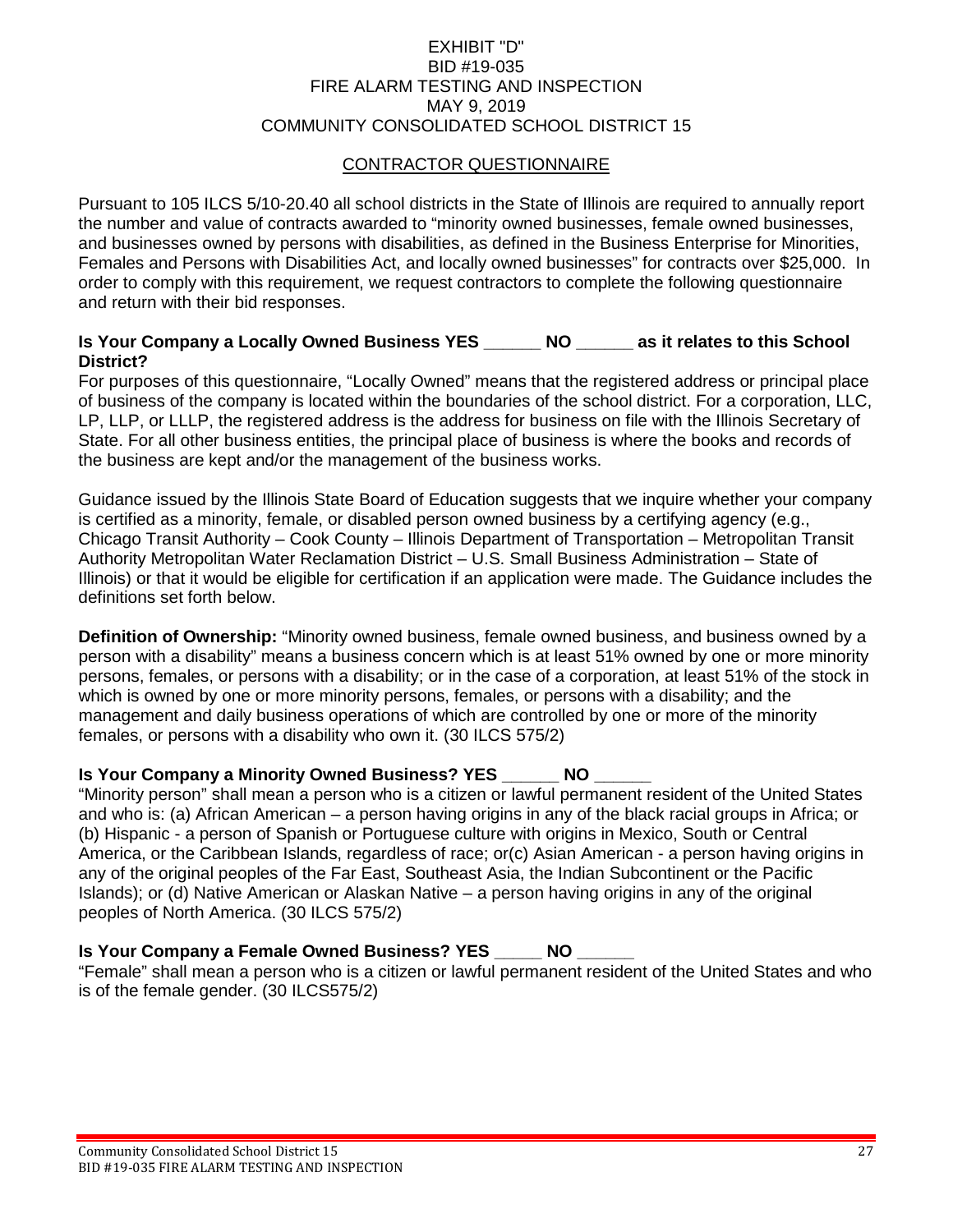EXHIBIT "D"
BID #19-035
FIRE ALARM TESTING AND INSPECTION
MAY 9, 2019
COMMUNITY CONSOLIDATED SCHOOL DISTRICT 15

## CONTRACTOR QUESTIONNAIRE

Pursuant to 105 ILCS 5/10-20.40 all school districts in the State of Illinois are required to annually report the number and value of contracts awarded to "minority owned businesses, female owned businesses, and businesses owned by persons with disabilities, as defined in the Business Enterprise for Minorities, Females and Persons with Disabilities Act, and locally owned businesses" for contracts over $25,000. In order to comply with this requirement, we request contractors to complete the following questionnaire and return with their bid responses.

**Is Your Company a Locally Owned Business YES ______ NO ______ as it relates to this School District?**

For purposes of this questionnaire, "Locally Owned" means that the registered address or principal place of business of the company is located within the boundaries of the school district. For a corporation, LLC, LP, LLP, or LLLP, the registered address is the address for business on file with the Illinois Secretary of State. For all other business entities, the principal place of business is where the books and records of the business are kept and/or the management of the business works.

Guidance issued by the Illinois State Board of Education suggests that we inquire whether your company is certified as a minority, female, or disabled person owned business by a certifying agency (e.g., Chicago Transit Authority – Cook County – Illinois Department of Transportation – Metropolitan Transit Authority Metropolitan Water Reclamation District – U.S. Small Business Administration – State of Illinois) or that it would be eligible for certification if an application were made. The Guidance includes the definitions set forth below.

**Definition of Ownership:** "Minority owned business, female owned business, and business owned by a person with a disability" means a business concern which is at least 51% owned by one or more minority persons, females, or persons with a disability; or in the case of a corporation, at least 51% of the stock in which is owned by one or more minority persons, females, or persons with a disability; and the management and daily business operations of which are controlled by one or more of the minority females, or persons with a disability who own it. (30 ILCS 575/2)

**Is Your Company a Minority Owned Business? YES ______ NO ______**

"Minority person" shall mean a person who is a citizen or lawful permanent resident of the United States and who is: (a) African American – a person having origins in any of the black racial groups in Africa; or (b) Hispanic - a person of Spanish or Portuguese culture with origins in Mexico, South or Central America, or the Caribbean Islands, regardless of race; or(c) Asian American - a person having origins in any of the original peoples of the Far East, Southeast Asia, the Indian Subcontinent or the Pacific Islands); or (d) Native American or Alaskan Native – a person having origins in any of the original peoples of North America. (30 ILCS 575/2)

**Is Your Company a Female Owned Business? YES _____ NO ______**

"Female" shall mean a person who is a citizen or lawful permanent resident of the United States and who is of the female gender. (30 ILCS575/2)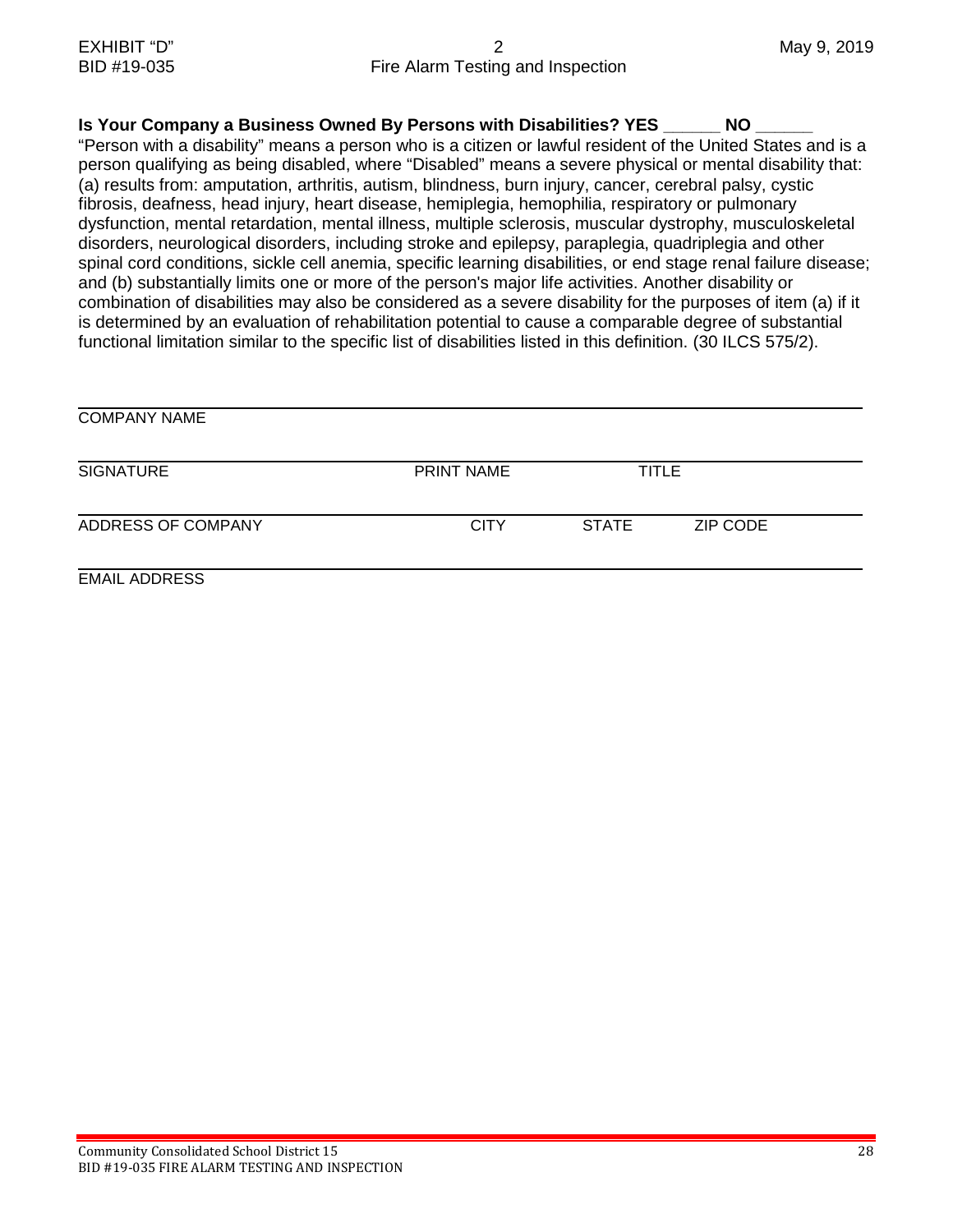**Is Your Company a Business Owned By Persons with Disabilities? YES \_\_\_\_\_\_ NO \_\_\_\_\_\_**

"Person with a disability" means a person who is a citizen or lawful resident of the United States and is a person qualifying as being disabled, where "Disabled" means a severe physical or mental disability that: (a) results from: amputation, arthritis, autism, blindness, burn injury, cancer, cerebral palsy, cystic fibrosis, deafness, head injury, heart disease, hemiplegia, hemophilia, respiratory or pulmonary dysfunction, mental retardation, mental illness, multiple sclerosis, muscular dystrophy, musculoskeletal disorders, neurological disorders, including stroke and epilepsy, paraplegia, quadriplegia and other spinal cord conditions, sickle cell anemia, specific learning disabilities, or end stage renal failure disease; and (b) substantially limits one or more of the person's major life activities. Another disability or combination of disabilities may also be considered as a severe disability for the purposes of item (a) if it is determined by an evaluation of rehabilitation potential to cause a comparable degree of substantial functional limitation similar to the specific list of disabilities listed in this definition. (30 ILCS 575/2).

\_\_\_\_\_\_\_\_\_\_\_\_\_\_\_\_\_\_\_\_\_\_\_\_\_\_\_\_\_\_\_\_\_\_\_\_\_\_\_\_

COMPANY NAME

\_\_\_\_\_\_\_\_\_\_\_\_\_\_\_\_\_\_\_\_\_\_\_\_\_\_\_\_\_\_\_\_\_\_\_\_\_\_\_\_

SIGNATURE PRINT NAME TITLE

\_\_\_\_\_\_\_\_\_\_\_\_\_\_\_\_\_\_\_\_\_\_\_\_\_\_\_\_\_\_\_\_\_\_\_\_\_\_\_\_

ADDRESS OF COMPANY CITY STATE ZIP CODE

\_\_\_\_\_\_\_\_\_\_\_\_\_\_\_\_\_\_\_\_\_\_\_\_\_\_\_\_\_\_\_\_\_\_\_\_\_\_\_\_

EMAIL ADDRESS